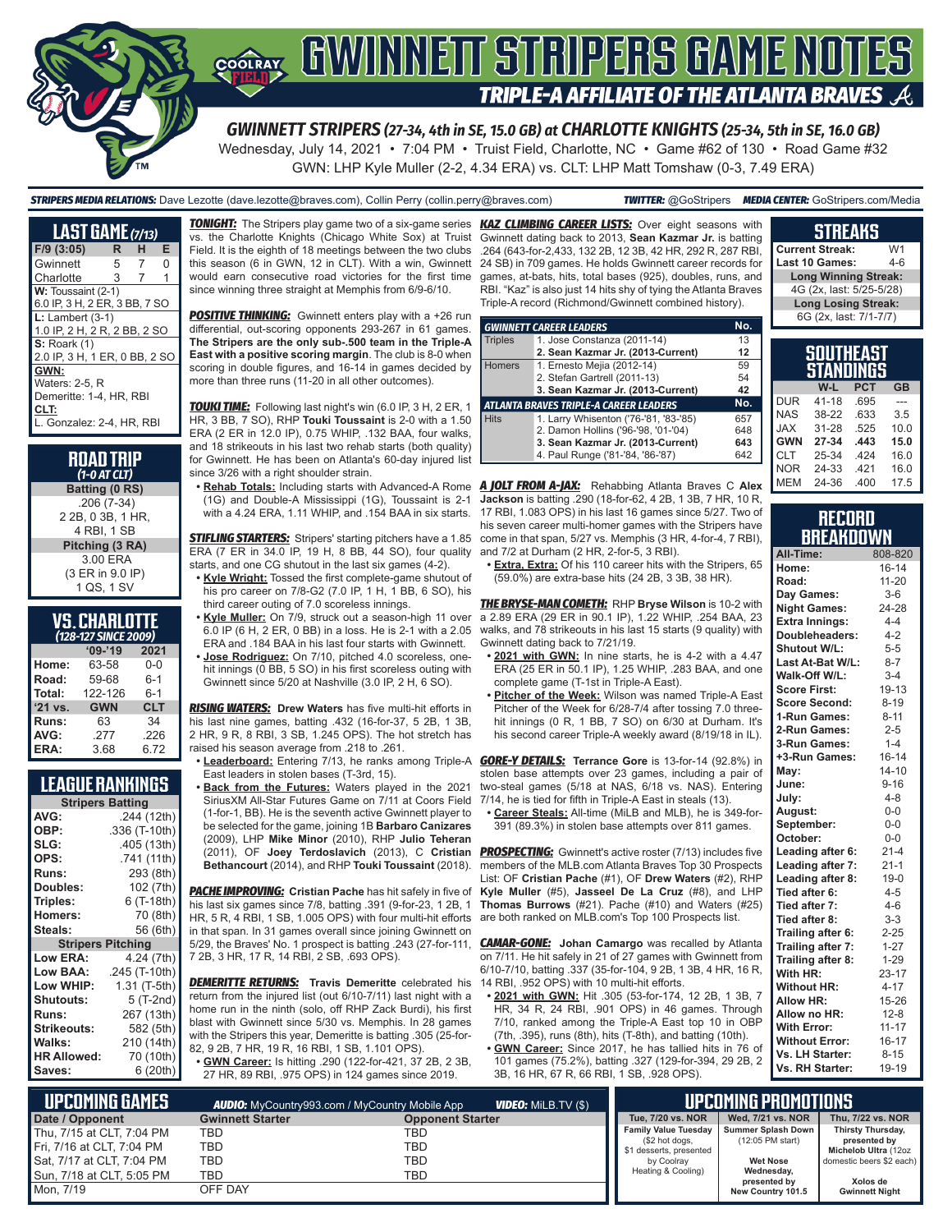# GWINNETT STRIPERS GAME NOTES

## TRIPLE-A AFFILIATE OF THE ATLANTA BRAVES

### GWINNETT STRIPERS (27-34, 4th in SE, 15.0 GB) at CHARLOTTE KNIGHTS (25-34, 5th in SE, 16.0 GB)

Wednesday, July 14, 2021 • 7:04 PM • Truist Field, Charlotte, NC • Game #62 of 130 • Road Game #32

GWN: LHP Kyle Muller (2-2, 4.34 ERA) vs. CLT: LHP Matt Tomshaw (0-3, 7.49 ERA)

**STRIPERS MEDIA RELATIONS:** Dave Lezotte (dave.lezotte@braves.com), Collin Perry (collin.perry@braves.com) **TWITTER:** @GoStripers **MEDIA CENTER:** GoStripers.com/Media

## LAST GAME (7/13)

| F/9 (3:05) | R | H | E |
|---|---|---|---|
| Gwinnett | 5 | 7 | 0 |
| Charlotte | 3 | 7 | 1 |

**W:** Toussaint (2-1)
6.0 IP, 3 H, 2 ER, 3 BB, 7 SO

**L:** Lambert (3-1)
1.0 IP, 2 H, 2 R, 2 BB, 2 SO

**S:** Roark (1)
2.0 IP, 3 H, 1 ER, 0 BB, 2 SO

**GWN:**
Waters: 2-5, R
Demeritte: 1-4, HR, RBI

**CLT:**
L. Gonzalez: 2-4, HR, RBI

## ROAD TRIP (1-0 AT CLT)

**Batting (0 RS)**
.206 (7-34)
2 2B, 0 3B, 1 HR,
4 RBI, 1 SB

**Pitching (3 RA)**
3.00 ERA
(3 ER in 9.0 IP)
1 QS, 1 SV

## VS. CHARLOTTE (128-127 SINCE 2009)

| | '09-'19 | 2021 |
|---|---|---|
| Home: | 63-58 | 0-0 |
| Road: | 59-68 | 6-1 |
| Total: | 122-126 | 6-1 |
| '21 vs. | GWN | CLT |
| Runs: | 63 | 34 |
| AVG: | .277 | .226 |
| ERA: | 3.68 | 6.72 |

## LEAGUE RANKINGS

| Stripers Batting | |
|---|---|
| AVG: | .244 (12th) |
| OBP: | .336 (T-10th) |
| SLG: | .405 (13th) |
| OPS: | .741 (11th) |
| Runs: | 293 (8th) |
| Doubles: | 102 (7th) |
| Triples: | 6 (T-18th) |
| Homers: | 70 (8th) |
| Steals: | 56 (6th) |
| **Stripers Pitching** | |
| Low ERA: | 4.24 (7th) |
| Low BAA: | .245 (T-10th) |
| Low WHIP: | 1.31 (T-5th) |
| Shutouts: | 5 (T-2nd) |
| Runs: | 267 (13th) |
| Strikeouts: | 582 (5th) |
| Walks: | 210 (14th) |
| HR Allowed: | 70 (10th) |
| Saves: | 6 (20th) |

**TONIGHT:** The Stripers play game two of a six-game series vs. the Charlotte Knights (Chicago White Sox) at Truist Field. It is the eighth of 18 meetings between the two clubs this season (6 in GWN, 12 in CLT). With a win, Gwinnett would earn consecutive road victories for the first time since winning three straight at Memphis from 6/9-6/10.

**POSITIVE THINKING:** Gwinnett enters play with a +26 run differential, out-scoring opponents 293-267 in 61 games. **The Stripers are the only sub-.500 team in the Triple-A East with a positive scoring margin**. The club is 8-0 when scoring in double figures, and 16-14 in games decided by more than three runs (11-20 in all other outcomes).

**TOUKI TIME:** Following last night's win (6.0 IP, 3 H, 2 ER, 1 HR, 3 BB, 7 SO), RHP **Touki Toussaint** is 2-0 with a 1.50 ERA (2 ER in 12.0 IP), 0.75 WHIP, .132 BAA, four walks, and 18 strikeouts in his last two rehab starts (both quality) for Gwinnett. He has been on Atlanta's 60-day injured list since 3/26 with a right shoulder strain.

- **Rehab Totals:** Including starts with Advanced-A Rome (1G) and Double-A Mississippi (1G), Toussaint is 2-1 with a 4.24 ERA, 1.11 WHIP, and .154 BAA in six starts.

**STIFLING STARTERS:** Stripers' starting pitchers have a 1.85 ERA (7 ER in 34.0 IP, 19 H, 8 BB, 44 SO), four quality starts, and one CG shutout in the last six games (4-2).

- **Kyle Wright:** Tossed the first complete-game shutout of his pro career on 7/8-G2 (7.0 IP, 1 H, 1 BB, 6 SO), his third career outing of 7.0 scoreless innings.
- **Kyle Muller:** On 7/9, struck out a season-high 11 over 6.0 IP (6 H, 2 ER, 0 BB) in a loss. He is 2-1 with a 2.05 ERA and .184 BAA in his last four starts with Gwinnett.
- **Jose Rodriguez:** On 7/10, pitched 4.0 scoreless, one-hit innings (0 BB, 5 SO) in his first scoreless outing with Gwinnett since 5/20 at Nashville (3.0 IP, 2 H, 6 SO).

**RISING WATERS:** **Drew Waters** has five multi-hit efforts in his last nine games, batting .432 (16-for-37, 5 2B, 1 3B, 2 HR, 9 R, 8 RBI, 3 SB, 1.245 OPS). The hot stretch has raised his season average from .218 to .261.

- **Leaderboard:** Entering 7/13, he ranks among Triple-A East leaders in stolen bases (T-3rd, 15).
- **Back from the Futures:** Waters played in the 2021 SiriusXM All-Star Futures Game on 7/11 at Coors Field (1-for-1, BB). He is the seventh active Gwinnett player to be selected for the game, joining 1B **Barbaro Canizares** (2009), LHP **Mike Minor** (2010), RHP **Julio Teheran** (2011), OF **Joey Terdoslavich** (2013), C **Christian Bethancourt** (2014), and RHP **Touki Toussaint** (2018).

**PACHE IMPROVING:** **Cristian Pache** has hit safely in five of his last six games since 7/8, batting .391 (9-for-23, 1 2B, 1 HR, 5 R, 4 RBI, 1 SB, 1.005 OPS) with four multi-hit efforts in that span. In 31 games overall since joining Gwinnett on 5/29, the Braves' No. 1 prospect is batting .243 (27-for-111, 7 2B, 3 HR, 17 R, 14 RBI, 2 SB, .693 OPS).

**DEMERITTE RETURNS:** **Travis Demeritte** celebrated his return from the injured list (out 6/10-7/11) last night with a home run in the ninth (solo, off RHP Zack Burdi), his first blast with Gwinnett since 5/30 vs. Memphis. In 28 games with the Stripers this year, Demeritte is batting .305 (25-for-82, 9 2B, 7 HR, 19 R, 16 RBI, 1 SB, 1.101 OPS).

- **GWN Career:** Is hitting .290 (122-for-421, 37 2B, 3 2B, 27 HR, 89 RBI, .975 OPS) in 124 games since 2019.

**KAZ CLIMBING CAREER LISTS:** Over eight seasons with Gwinnett dating back to 2013, **Sean Kazmar Jr.** is batting .264 (643-for-2,433, 132 2B, 12 3B, 42 HR, 292 R, 287 RBI, 24 SB) in 709 games. He holds Gwinnett career records for games, at-bats, hits, total bases (925), doubles, runs, and RBI. "Kaz" is also just 14 hits shy of tying the Atlanta Braves Triple-A record (Richmond/Gwinnett combined history).

| GWINNETT CAREER LEADERS | | No. |
|---|---|---|
| Triples | 1. Jose Constanza (2011-14) | 13 |
| | **2. Sean Kazmar Jr. (2013-Current)** | **12** |
| Homers | 1. Ernesto Mejia (2012-14) | 59 |
| | 2. Stefan Gartrell (2011-13) | 54 |
| | **3. Sean Kazmar Jr. (2013-Current)** | **42** |
| **ATLANTA BRAVES TRIPLE-A CAREER LEADERS** | | **No.** |
| Hits | 1. Larry Whisenton ('76-'81, '83-'85) | 657 |
| | 2. Damon Hollins ('96-'98, '01-'04) | 648 |
| | **3. Sean Kazmar Jr. (2013-Current)** | **643** |
| | 4. Paul Runge ('81-'84, '86-'87) | 642 |

**A JOLT FROM A-JAX:** Rehabbing Atlanta Braves C **Alex Jackson** is batting .290 (18-for-62, 4 2B, 1 3B, 7 HR, 10 R, 17 RBI, 1.083 OPS) in his last 16 games since 5/27. Two of his seven career multi-homer games with the Stripers have come in that span, 5/27 vs. Memphis (3 HR, 4-for-4, 7 RBI), and 7/2 at Durham (2 HR, 2-for-5, 3 RBI).

- **Extra, Extra:** Of his 110 career hits with the Stripers, 65 (59.0%) are extra-base hits (24 2B, 3 3B, 38 HR).

**THE BRYSE-MAN COMETH:** RHP **Bryse Wilson** is 10-2 with a 2.89 ERA (29 ER in 90.1 IP), 1.22 WHIP, .254 BAA, 23 walks, and 78 strikeouts in his last 15 starts (9 quality) with Gwinnett dating back to 7/21/19.

- **2021 with GWN:** In nine starts, he is 4-2 with a 4.47 ERA (25 ER in 50.1 IP), 1.25 WHIP, .283 BAA, and one complete game (T-1st in Triple-A East).
- **Pitcher of the Week:** Wilson was named Triple-A East Pitcher of the Week for 6/28-7/4 after tossing 7.0 three-hit innings (0 R, 1 BB, 7 SO) on 6/30 at Durham. It's his second career Triple-A weekly award (8/19/18 in IL).

**GORE-Y DETAILS:** **Terrance Gore** is 13-for-14 (92.8%) in stolen base attempts over 23 games, including a pair of two-steal games (5/18 at NAS, 6/18 vs. NAS). Entering 7/14, he is tied for fifth in Triple-A East in steals (13).

- **Career Steals:** All-time (MiLB and MLB), he is 349-for-391 (89.3%) in stolen base attempts over 811 games.

**PROSPECTING:** Gwinnett's active roster (7/13) includes five members of the MLB.com Atlanta Braves Top 30 Prospects List: OF **Cristian Pache** (#1), OF **Drew Waters** (#2), RHP **Kyle Muller** (#5), **Jasseel De La Cruz** (#8), and LHP **Thomas Burrows** (#21). Pache (#10) and Waters (#25) are both ranked on MLB.com's Top 100 Prospects list.

**CAMAR-GONE:** **Johan Camargo** was recalled by Atlanta on 7/11. He hit safely in 21 of 27 games with Gwinnett from 6/10-7/10, batting .337 (35-for-104, 9 2B, 1 3B, 4 HR, 16 R, 14 RBI, .952 OPS) with 10 multi-hit efforts.

- **2021 with GWN:** Hit .305 (53-for-174, 12 2B, 1 3B, 7 HR, 34 R, 24 RBI, .901 OPS) in 46 games. Through 7/10, ranked among the Triple-A East top 10 in OBP (7th, .395), runs (8th), hits (T-8th), and batting (10th).
- **GWN Career:** Since 2017, he has tallied hits in 76 of 101 games (75.2%), batting .327 (129-for-394, 29 2B, 2 3B, 16 HR, 67 R, 66 RBI, 1 SB, .928 OPS).

## STREAKS

| | |
|---|---|
| Current Streak: | W1 |
| Last 10 Games: | 4-6 |
| **Long Winning Streak:** | |
| 4G (2x, last: 5/25-5/28) | |
| **Long Losing Streak:** | |
| 6G (2x, last: 7/1-7/7) | |

## SOUTHEAST STANDINGS

| | W-L | PCT | GB |
|---|---|---|---|
| DUR | 41-18 | .695 | --- |
| NAS | 38-22 | .633 | 3.5 |
| JAX | 31-28 | .525 | 10.0 |
| **GWN** | **27-34** | **.443** | **15.0** |
| CLT | 25-34 | .424 | 16.0 |
| NOR | 24-33 | .421 | 16.0 |
| MEM | 24-36 | .400 | 17.5 |

## RECORD BREAKDOWN

| | |
|---|---|
| All-Time: | 808-820 |
| Home: | 16-14 |
| Road: | 11-20 |
| Day Games: | 3-6 |
| Night Games: | 24-28 |
| Extra Innings: | 4-4 |
| Doubleheaders: | 4-2 |
| Shutout W/L: | 5-5 |
| Last At-Bat W/L: | 8-7 |
| Walk-Off W/L: | 3-4 |
| Score First: | 19-13 |
| Score Second: | 8-19 |
| 1-Run Games: | 8-11 |
| 2-Run Games: | 2-5 |
| 3-Run Games: | 1-4 |
| +3-Run Games: | 16-14 |
| May: | 14-10 |
| June: | 9-16 |
| July: | 4-8 |
| August: | 0-0 |
| September: | 0-0 |
| October: | 0-0 |
| Leading after 6: | 21-4 |
| Leading after 7: | 21-1 |
| Leading after 8: | 19-0 |
| Tied after 6: | 4-5 |
| Tied after 7: | 4-6 |
| Tied after 8: | 3-3 |
| Trailing after 6: | 2-25 |
| Trailing after 7: | 1-27 |
| Trailing after 8: | 1-29 |
| With HR: | 23-17 |
| Without HR: | 4-17 |
| Allow HR: | 15-26 |
| Allow no HR: | 12-8 |
| With Error: | 11-17 |
| Without Error: | 16-17 |
| Vs. LH Starter: | 8-15 |
| Vs. RH Starter: | 19-19 |

## UPCOMING GAMES

**AUDIO:** MyCountry993.com / MyCountry Mobile App **VIDEO:** MiLB.TV ($)

| Date / Opponent | Gwinnett Starter | Opponent Starter |
|---|---|---|
| Thu, 7/15 at CLT, 7:04 PM | TBD | TBD |
| Fri, 7/16 at CLT, 7:04 PM | TBD | TBD |
| Sat, 7/17 at CLT, 7:04 PM | TBD | TBD |
| Sun, 7/18 at CLT, 5:05 PM | TBD | TBD |
| Mon, 7/19 | OFF DAY | |

## UPCOMING PROMOTIONS

| Tue, 7/20 vs. NOR | Wed, 7/21 vs. NOR | Thu, 7/22 vs. NOR |
|---|---|---|
| **Family Value Tuesday** ($2 hot dogs, $1 desserts, presented by Coolray Heating & Cooling) | **Summer Splash Down** (12:05 PM start) **Wet Nose Wednesday, presented by New Country 101.5** | **Thirsty Thursday, presented by Michelob Ultra** (12oz domestic beers $2 each) **Xolos de Gwinnett Night** |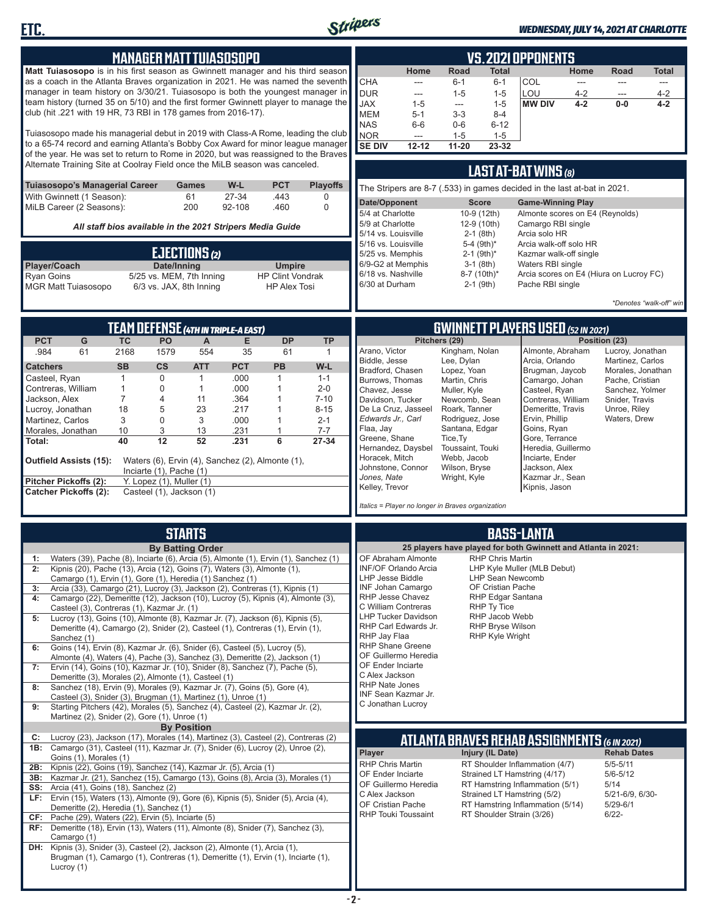## MANAGER MATT TUIASOSOPO

**Matt Tuiasosopo** is in his first season as Gwinnett manager and his third season as a coach in the Atlanta Braves organization in 2021. He was named the seventh manager in team history on 3/30/21. Tuiasosopo is both the youngest manager in team history (turned 35 on 5/10) and the first former Gwinnett player to manage the club (hit .221 with 19 HR, 73 RBI in 178 games from 2016-17).

Tuiasosopo made his managerial debut in 2019 with Class-A Rome, leading the club to a 65-74 record and earning Atlanta's Bobby Cox Award for minor league manager of the year. He was set to return to Rome in 2020, but was reassigned to the Braves Alternate Training Site at Coolray Field once the MiLB season was canceled.

| Tuiasosopo's Managerial Career | Games | W-L | PCT | Playoffs |
|---|---|---|---|---|
| With Gwinnett (1 Season): | 61 | 27-34 | .443 | 0 |
| MiLB Career (2 Seasons): | 200 | 92-108 | .460 | 0 |

*All staff bios available in the 2021 Stripers Media Guide*

## EJECTIONS (2)

| Player/Coach | Date/Inning | Umpire |
|---|---|---|
| Ryan Goins | 5/25 vs. MEM, 7th Inning | HP Clint Vondrak |
| MGR Matt Tuiasosopo | 6/3 vs. JAX, 8th Inning | HP Alex Tosi |

## VS. 2021 OPPONENTS

| | Home | Road | Total | | Home | Road | Total |
|---|---|---|---|---|---|---|---|
| CHA | --- | 6-1 | 6-1 | COL | --- | --- | --- |
| DUR | --- | 1-5 | 1-5 | LOU | 4-2 | --- | 4-2 |
| JAX | 1-5 | --- | 1-5 | MW DIV | 4-2 | 0-0 | 4-2 |
| MEM | 5-1 | 3-3 | 8-4 | | | | |
| NAS | 6-6 | 0-6 | 6-12 | | | | |
| NOR | --- | 1-5 | 1-5 | | | | |
| SE DIV | 12-12 | 11-20 | 23-32 | | | | |

## LAST AT-BAT WINS (8)

The Stripers are 8-7 (.533) in games decided in the last at-bat in 2021.

| Date/Opponent | Score | Game-Winning Play |
|---|---|---|
| 5/4 at Charlotte | 10-9 (12th) | Almonte scores on E4 (Reynolds) |
| 5/9 at Charlotte | 12-9 (10th) | Camargo RBI single |
| 5/14 vs. Louisville | 2-1 (8th) | Arcia solo HR |
| 5/16 vs. Louisville | 5-4 (9th)* | Arcia walk-off solo HR |
| 5/25 vs. Memphis | 2-1 (9th)* | Kazmar walk-off single |
| 6/9-G2 at Memphis | 3-1 (8th) | Waters RBI single |
| 6/18 vs. Nashville | 8-7 (10th)* | Arcia scores on E4 (Hiura on Lucroy FC) |
| 6/30 at Durham | 2-1 (9th) | Pache RBI single |

*\*Denotes "walk-off" win*

## TEAM DEFENSE (4TH IN TRIPLE-A EAST)

| PCT | G | TC | PO | A | E | DP | TP |
|---|---|---|---|---|---|---|---|
| .984 | 61 | 2168 | 1579 | 554 | 35 | 61 | 1 |

| Catchers | SB | CS | ATT | PCT | PB | W-L |
|---|---|---|---|---|---|---|
| Casteel, Ryan | 1 | 0 | 1 | .000 | 1 | 1-1 |
| Contreras, William | 1 | 0 | 1 | .000 | 1 | 2-0 |
| Jackson, Alex | 7 | 4 | 11 | .364 | 1 | 7-10 |
| Lucroy, Jonathan | 18 | 5 | 23 | .217 | 1 | 8-15 |
| Martinez, Carlos | 3 | 0 | 3 | .000 | 1 | 2-1 |
| Morales, Jonathan | 10 | 3 | 13 | .231 | 1 | 7-7 |
| **Total:** | **40** | **12** | **52** | **.231** | **6** | **27-34** |

**Outfield Assists (15):** Waters (6), Ervin (4), Sanchez (2), Almonte (1), Inciarte (1), Pache (1)
**Pitcher Pickoffs (2):** Y. Lopez (1), Muller (1)
**Catcher Pickoffs (2):** Casteel (1), Jackson (1)

## GWINNETT PLAYERS USED (52 IN 2021)

| Pitchers (29) | | Position (23) | |
|---|---|---|---|
| Arano, Victor | Kingham, Nolan | Almonte, Abraham | Lucroy, Jonathan |
| Biddle, Jesse | Lee, Dylan | Arcia, Orlando | Martinez, Carlos |
| Bradford, Chasen | Lopez, Yoan | Brugman, Jaycob | Morales, Jonathan |
| Burrows, Thomas | Martin, Chris | Camargo, Johan | Pache, Cristian |
| Chavez, Jesse | Muller, Kyle | Casteel, Ryan | Sanchez, Yolmer |
| Davidson, Tucker | Newcomb, Sean | Contreras, William | Snider, Travis |
| De La Cruz, Jasseel | Roark, Tanner | Demeritte, Travis | Unroe, Riley |
| *Edwards Jr., Carl* | Rodriguez, Jose | Ervin, Phillip | Waters, Drew |
| Flaa, Jay | Santana, Edgar | Goins, Ryan | |
| Greene, Shane | Tice,Ty | Gore, Terrance | |
| Hernandez, Daysbel | Toussaint, Touki | Heredia, Guillermo | |
| Horacek, Mitch | Webb, Jacob | Inciarte, Ender | |
| Johnstone, Connor | Wilson, Bryse | Jackson, Alex | |
| *Jones, Nate* | Wright, Kyle | Kazmar Jr., Sean | |
| Kelley, Trevor | | Kipnis, Jason | |

*Italics = Player no longer in Braves organization*

## STARTS

**By Batting Order**

- **1:** Waters (39), Pache (8), Inciarte (6), Arcia (5), Almonte (1), Ervin (1), Sanchez (1)
- **2:** Kipnis (20), Pache (13), Arcia (12), Goins (7), Waters (3), Almonte (1), Camargo (1), Ervin (1), Gore (1), Heredia (1) Sanchez (1)
- **3:** Arcia (33), Camargo (21), Lucroy (3), Jackson (2), Contreras (1), Kipnis (1)
- **4:** Camargo (22), Demeritte (12), Jackson (10), Lucroy (5), Kipnis (4), Almonte (3), Casteel (3), Contreras (1), Kazmar Jr. (1)
- **5:** Lucroy (13), Goins (10), Almonte (8), Kazmar Jr. (7), Jackson (6), Kipnis (5), Demeritte (4), Camargo (2), Snider (2), Casteel (1), Contreras (1), Ervin (1), Sanchez (1)
- **6:** Goins (14), Ervin (8), Kazmar Jr. (6), Snider (6), Casteel (5), Lucroy (5), Almonte (4), Waters (4), Pache (3), Sanchez (3), Demeritte (2), Jackson (1)
- **7:** Ervin (14), Goins (10), Kazmar Jr. (10), Snider (8), Sanchez (7), Pache (5), Demeritte (3), Morales (2), Almonte (1), Casteel (1)
- **8:** Sanchez (18), Ervin (9), Morales (9), Kazmar Jr. (7), Goins (5), Gore (4), Casteel (3), Snider (3), Brugman (1), Martinez (1), Unroe (1)
- **9:** Starting Pitchers (42), Morales (5), Sanchez (4), Casteel (2), Kazmar Jr. (2), Martinez (2), Snider (2), Gore (1), Unroe (1)

**By Position**

- **C:** Lucroy (23), Jackson (17), Morales (14), Martinez (3), Casteel (2), Contreras (2)
- **1B:** Camargo (31), Casteel (11), Kazmar Jr. (7), Snider (6), Lucroy (2), Unroe (2), Goins (1), Morales (1)
- **2B:** Kipnis (22), Goins (19), Sanchez (14), Kazmar Jr. (5), Arcia (1)
- **3B:** Kazmar Jr. (21), Sanchez (15), Camargo (13), Goins (8), Arcia (3), Morales (1)
- **SS:** Arcia (41), Goins (18), Sanchez (2)
- **LF:** Ervin (15), Waters (13), Almonte (9), Gore (6), Kipnis (5), Snider (5), Arcia (4), Demeritte (2), Heredia (1), Sanchez (1)
- **CF:** Pache (29), Waters (22), Ervin (5), Inciarte (5)
- **RF:** Demeritte (18), Ervin (13), Waters (11), Almonte (8), Snider (7), Sanchez (3), Camargo (1)
- **DH:** Kipnis (3), Snider (3), Casteel (2), Jackson (2), Almonte (1), Arcia (1), Brugman (1), Camargo (1), Contreras (1), Demeritte (1), Ervin (1), Inciarte (1), Lucroy (1)

## BASS-LANTA

**25 players have played for both Gwinnett and Atlanta in 2021:**

- OF Abraham Almonte
- INF/OF Orlando Arcia
- LHP Jesse Biddle
- INF Johan Camargo
- RHP Jesse Chavez
- C William Contreras
- LHP Tucker Davidson
- RHP Carl Edwards Jr.
- RHP Jay Flaa
- RHP Shane Greene
- OF Guillermo Heredia
- OF Ender Inciarte
- C Alex Jackson
- RHP Nate Jones
- INF Sean Kazmar Jr.
- C Jonathan Lucroy
- RHP Chris Martin
- LHP Kyle Muller (MLB Debut)
- LHP Sean Newcomb
- OF Cristian Pache
- RHP Edgar Santana
- RHP Ty Tice
- RHP Jacob Webb
- RHP Bryse Wilson
- RHP Kyle Wright

## ATLANTA BRAVES REHAB ASSIGNMENTS (6 IN 2021)

| Player | Injury (IL Date) | Rehab Dates |
|---|---|---|
| RHP Chris Martin | RT Shoulder Inflammation (4/7) | 5/5-5/11 |
| OF Ender Inciarte | Strained LT Hamstring (4/17) | 5/6-5/12 |
| OF Guillermo Heredia | RT Hamstring Inflammation (5/1) | 5/14 |
| C Alex Jackson | Strained LT Hamstring (5/2) | 5/21-6/9, 6/30- |
| OF Cristian Pache | RT Hamstring Inflammation (5/14) | 5/29-6/1 |
| RHP Touki Toussaint | RT Shoulder Strain (3/26) | 6/22- |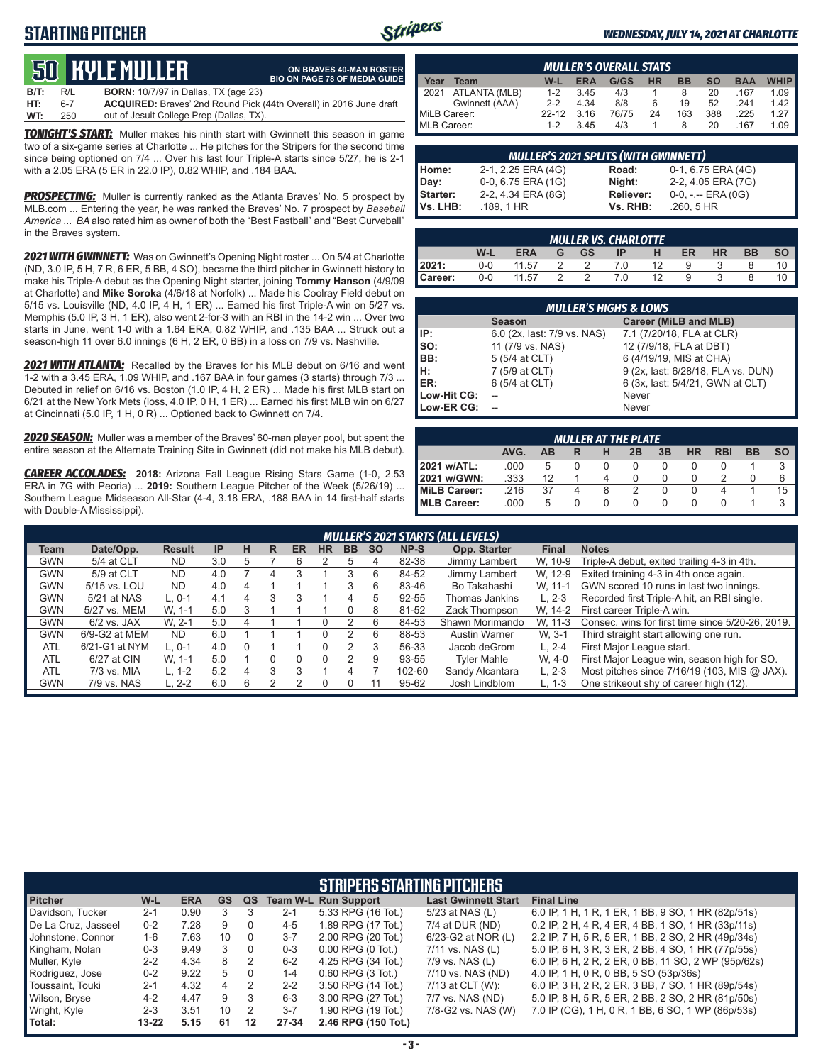## STARTING PITCHER

**WEDNESDAY, JULY 14, 2021 AT CHARLOTTE**

# 50 KYLE MULLER

**ON BRAVES 40-MAN ROSTER**
**BIO ON PAGE 78 OF MEDIA GUIDE**

**B/T:** R/L **BORN:** 10/7/97 in Dallas, TX (age 23)
**HT:** 6-7 **ACQUIRED:** Braves' 2nd Round Pick (44th Overall) in 2016 June draft
**WT:** 250 out of Jesuit College Prep (Dallas, TX).

***TONIGHT'S START:*** Muller makes his ninth start with Gwinnett this season in game two of a six-game series at Charlotte ... He pitches for the Stripers for the second time since being optioned on 7/4 ... Over his last four Triple-A starts since 5/27, he is 2-1 with a 2.05 ERA (5 ER in 22.0 IP), 0.82 WHIP, and .184 BAA.

***PROSPECTING:*** Muller is currently ranked as the Atlanta Braves' No. 5 prospect by MLB.com ... Entering the year, he was ranked the Braves' No. 7 prospect by *Baseball America* ... *BA* also rated him as owner of both the "Best Fastball" and "Best Curveball" in the Braves system.

***2021 WITH GWINNETT:*** Was on Gwinnett's Opening Night roster ... On 5/4 at Charlotte (ND, 3.0 IP, 5 H, 7 R, 6 ER, 5 BB, 4 SO), became the third pitcher in Gwinnett history to make his Triple-A debut as the Opening Night starter, joining **Tommy Hanson** (4/9/09 at Charlotte) and **Mike Soroka** (4/6/18 at Norfolk) ... Made his Coolray Field debut on 5/15 vs. Louisville (ND, 4.0 IP, 4 H, 1 ER) ... Earned his first Triple-A win on 5/27 vs. Memphis (5.0 IP, 3 H, 1 ER), also went 2-for-3 with an RBI in the 14-2 win ... Over two starts in June, went 1-0 with a 1.64 ERA, 0.82 WHIP, and .135 BAA ... Struck out a season-high 11 over 6.0 innings (6 H, 2 ER, 0 BB) in a loss on 7/9 vs. Nashville.

***2021 WITH ATLANTA:*** Recalled by the Braves for his MLB debut on 6/16 and went 1-2 with a 3.45 ERA, 1.09 WHIP, and .167 BAA in four games (3 starts) through 7/3 ... Debuted in relief on 6/16 vs. Boston (1.0 IP, 4 H, 2 ER) ... Made his first MLB start on 6/21 at the New York Mets (loss, 4.0 IP, 0 H, 1 ER) ... Earned his first MLB win on 6/27 at Cincinnati (5.0 IP, 1 H, 0 R) ... Optioned back to Gwinnett on 7/4.

***2020 SEASON:*** Muller was a member of the Braves' 60-man player pool, but spent the entire season at the Alternate Training Site in Gwinnett (did not make his MLB debut).

***CAREER ACCOLADES:*** **2018:** Arizona Fall League Rising Stars Game (1-0, 2.53 ERA in 7G with Peoria) ... **2019:** Southern League Pitcher of the Week (5/26/19) ... Southern League Midseason All-Star (4-4, 3.18 ERA, .188 BAA in 14 first-half starts with Double-A Mississippi).

### MULLER'S OVERALL STATS

| Year | Team | W-L | ERA | G/GS | HR | BB | SO | BAA | WHIP |
|---|---|---|---|---|---|---|---|---|---|
| 2021 | ATLANTA (MLB) | 1-2 | 3.45 | 4/3 | 1 | 8 | 20 | .167 | 1.09 |
| | Gwinnett (AAA) | 2-2 | 4.34 | 8/8 | 6 | 19 | 52 | .241 | 1.42 |
| MiLB Career: | | 22-12 | 3.16 | 76/75 | 24 | 163 | 388 | .225 | 1.27 |
| MLB Career: | | 1-2 | 3.45 | 4/3 | 1 | 8 | 20 | .167 | 1.09 |

### MULLER'S 2021 SPLITS (WITH GWINNETT)

| | | | |
|---|---|---|---|
| Home: | 2-1, 2.25 ERA (4G) | Road: | 0-1, 6.75 ERA (4G) |
| Day: | 0-0, 6.75 ERA (1G) | Night: | 2-2, 4.05 ERA (7G) |
| Starter: | 2-2, 4.34 ERA (8G) | Reliever: | 0-0, -.-- ERA (0G) |
| Vs. LHB: | .189, 1 HR | Vs. RHB: | .260, 5 HR |

### MULLER VS. CHARLOTTE

| | W-L | ERA | G | GS | IP | H | ER | HR | BB | SO |
|---|---|---|---|---|---|---|---|---|---|---|
| 2021: | 0-0 | 11.57 | 2 | 2 | 7.0 | 12 | 9 | 3 | 8 | 10 |
| Career: | 0-0 | 11.57 | 2 | 2 | 7.0 | 12 | 9 | 3 | 8 | 10 |

### MULLER'S HIGHS & LOWS

| | Season | Career (MiLB and MLB) |
|---|---|---|
| IP: | 6.0 (2x, last: 7/9 vs. NAS) | 7.1 (7/20/18, FLA at CLR) |
| SO: | 11 (7/9 vs. NAS) | 12 (7/9/18, FLA at DBT) |
| BB: | 5 (5/4 at CLT) | 6 (4/19/19, MIS at CHA) |
| H: | 7 (5/9 at CLT) | 9 (2x, last: 6/28/18, FLA vs. DUN) |
| ER: | 6 (5/4 at CLT) | 6 (3x, last: 5/4/21, GWN at CLT) |
| Low-Hit CG: | -- | Never |
| Low-ER CG: | -- | Never |

### MULLER AT THE PLATE

| | AVG. | AB | R | H | 2B | 3B | HR | RBI | BB | SO |
|---|---|---|---|---|---|---|---|---|---|---|
| 2021 w/ATL: | .000 | 5 | 0 | 0 | 0 | 0 | 0 | 0 | 1 | 3 |
| 2021 w/GWN: | .333 | 12 | 1 | 4 | 0 | 0 | 0 | 2 | 0 | 6 |
| MiLB Career: | .216 | 37 | 4 | 8 | 2 | 0 | 0 | 4 | 1 | 15 |
| MLB Career: | .000 | 5 | 0 | 0 | 0 | 0 | 0 | 0 | 1 | 3 |

### MULLER'S 2021 STARTS (ALL LEVELS)

| Team | Date/Opp. | Result | IP | H | R | ER | HR | BB | SO | NP-S | Opp. Starter | Final | Notes |
|---|---|---|---|---|---|---|---|---|---|---|---|---|---|
| GWN | 5/4 at CLT | ND | 3.0 | 5 | 7 | 6 | 2 | 5 | 4 | 82-38 | Jimmy Lambert | W, 10-9 | Triple-A debut, exited trailing 4-3 in 4th. |
| GWN | 5/9 at CLT | ND | 4.0 | 7 | 4 | 3 | 1 | 3 | 6 | 84-52 | Jimmy Lambert | W, 12-9 | Exited training 4-3 in 4th once again. |
| GWN | 5/15 vs. LOU | ND | 4.0 | 4 | 1 | 1 | 1 | 3 | 6 | 83-46 | Bo Takahashi | W, 11-1 | GWN scored 10 runs in last two innings. |
| GWN | 5/21 at NAS | L, 0-1 | 4.1 | 4 | 3 | 3 | 1 | 4 | 5 | 92-55 | Thomas Jankins | L, 2-3 | Recorded first Triple-A hit, an RBI single. |
| GWN | 5/27 vs. MEM | W, 1-1 | 5.0 | 3 | 1 | 1 | 1 | 0 | 8 | 81-52 | Zack Thompson | W, 14-2 | First career Triple-A win. |
| GWN | 6/2 vs. JAX | W, 2-1 | 5.0 | 4 | 1 | 1 | 0 | 2 | 6 | 84-53 | Shawn Morimando | W, 11-3 | Consec. wins for first time since 5/20-26, 2019. |
| GWN | 6/9-G2 at MEM | ND | 6.0 | 1 | 1 | 1 | 0 | 2 | 6 | 88-53 | Austin Warner | W, 3-1 | Third straight start allowing one run. |
| ATL | 6/21-G1 at NYM | L, 0-1 | 4.0 | 0 | 1 | 1 | 0 | 2 | 3 | 56-33 | Jacob deGrom | L, 2-4 | First Major League start. |
| ATL | 6/27 at CIN | W, 1-1 | 5.0 | 1 | 0 | 0 | 0 | 2 | 9 | 93-55 | Tyler Mahle | W, 4-0 | First Major League win, season high for SO. |
| ATL | 7/3 vs. MIA | L, 1-2 | 5.2 | 4 | 3 | 3 | 1 | 4 | 7 | 102-60 | Sandy Alcantara | L, 2-3 | Most pitches since 7/16/19 (103, MIS @ JAX). |
| GWN | 7/9 vs. NAS | L, 2-2 | 6.0 | 6 | 2 | 2 | 0 | 0 | 11 | 95-62 | Josh Lindblom | L, 1-3 | One strikeout shy of career high (12). |

### STRIPERS STARTING PITCHERS

| Pitcher | W-L | ERA | GS | QS | Team W-L | Run Support | Last Gwinnett Start | Final Line |
|---|---|---|---|---|---|---|---|---|
| Davidson, Tucker | 2-1 | 0.90 | 3 | 3 | 2-1 | 5.33 RPG (16 Tot.) | 5/23 at NAS (L) | 6.0 IP, 1 H, 1 R, 1 ER, 1 BB, 9 SO, 1 HR (82p/51s) |
| De La Cruz, Jasseel | 0-2 | 7.28 | 9 | 0 | 4-5 | 1.89 RPG (17 Tot.) | 7/4 at DUR (ND) | 0.2 IP, 2 H, 4 R, 4 ER, 4 BB, 1 SO, 1 HR (33p/11s) |
| Johnstone, Connor | 1-6 | 7.63 | 10 | 0 | 3-7 | 2.00 RPG (20 Tot.) | 6/23-G2 at NOR (L) | 2.2 IP, 7 H, 5 R, 5 ER, 1 BB, 2 SO, 2 HR (49p/34s) |
| Kingham, Nolan | 0-3 | 9.49 | 3 | 0 | 0-3 | 0.00 RPG (0 Tot.) | 7/11 vs. NAS (L) | 5.0 IP, 6 H, 3 R, 3 ER, 2 BB, 4 SO, 1 HR (77p/55s) |
| Muller, Kyle | 2-2 | 4.34 | 8 | 2 | 6-2 | 4.25 RPG (34 Tot.) | 7/9 vs. NAS (L) | 6.0 IP, 6 H, 2 R, 2 ER, 0 BB, 11 SO, 2 WP (95p/62s) |
| Rodriguez, Jose | 0-2 | 9.22 | 5 | 0 | 1-4 | 0.60 RPG (3 Tot.) | 7/10 vs. NAS (ND) | 4.0 IP, 1 H, 0 R, 0 BB, 5 SO (53p/36s) |
| Toussaint, Touki | 2-1 | 4.32 | 4 | 2 | 2-2 | 3.50 RPG (14 Tot.) | 7/13 at CLT (W): | 6.0 IP, 3 H, 2 R, 2 ER, 3 BB, 7 SO, 1 HR (89p/54s) |
| Wilson, Bryse | 4-2 | 4.47 | 9 | 3 | 6-3 | 3.00 RPG (27 Tot.) | 7/7 vs. NAS (ND) | 5.0 IP, 8 H, 5 R, 5 ER, 2 BB, 2 SO, 2 HR (81p/50s) |
| Wright, Kyle | 2-3 | 3.51 | 10 | 2 | 3-7 | 1.90 RPG (19 Tot.) | 7/8-G2 vs. NAS (W) | 7.0 IP (CG), 1 H, 0 R, 1 BB, 6 SO, 1 WP (86p/53s) |
| Total: | 13-22 | 5.15 | 61 | 12 | 27-34 | 2.46 RPG (150 Tot.) | | |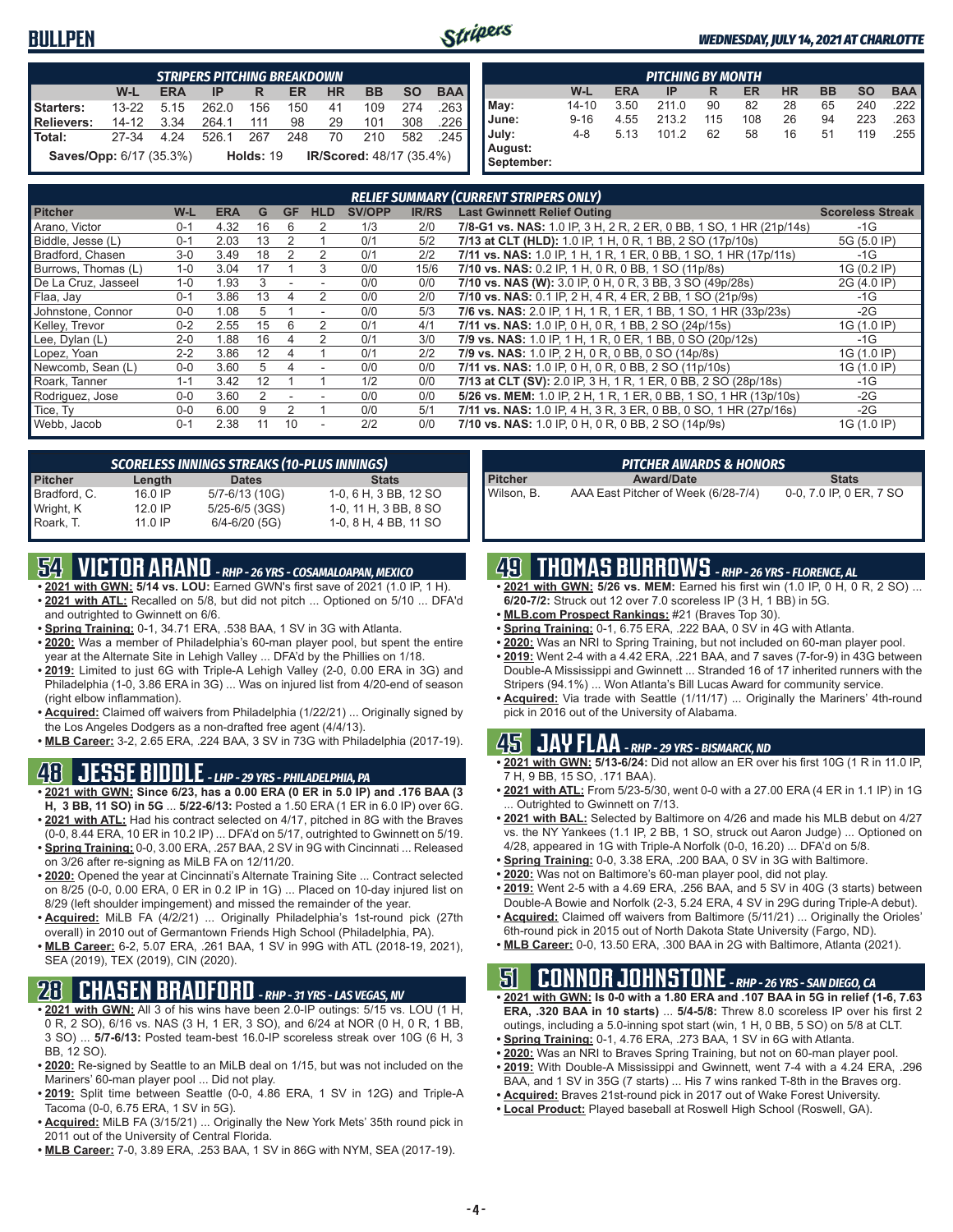## BULLPEN

*WEDNESDAY, JULY 14, 2021 AT CHARLOTTE*

| STRIPERS PITCHING BREAKDOWN | | | | | | | | | |
|---|---|---|---|---|---|---|---|---|---|
| | W-L | ERA | IP | R | ER | HR | BB | SO | BAA |
| Starters: | 13-22 | 5.15 | 262.0 | 156 | 150 | 41 | 109 | 274 | .263 |
| Relievers: | 14-12 | 3.34 | 264.1 | 111 | 98 | 29 | 101 | 308 | .226 |
| Total: | 27-34 | 4.24 | 526.1 | 267 | 248 | 70 | 210 | 582 | .245 |

**Saves/Opp:** 6/17 (35.3%) **Holds:** 19 **IR/Scored:** 48/17 (35.4%)

| PITCHING BY MONTH | | | | | | | | | |
|---|---|---|---|---|---|---|---|---|---|
| | W-L | ERA | IP | R | ER | HR | BB | SO | BAA |
| May: | 14-10 | 3.50 | 211.0 | 90 | 82 | 28 | 65 | 240 | .222 |
| June: | 9-16 | 4.55 | 213.2 | 115 | 108 | 26 | 94 | 223 | .263 |
| July: | 4-8 | 5.13 | 101.2 | 62 | 58 | 16 | 51 | 119 | .255 |
| August: | | | | | | | | | |
| September: | | | | | | | | | |

| RELIEF SUMMARY (CURRENT STRIPERS ONLY) | | | | | | | | | |
|---|---|---|---|---|---|---|---|---|---|
| Pitcher | W-L | ERA | G | GF | HLD | SV/OPP | IR/RS | Last Gwinnett Relief Outing | Scoreless Streak |
| Arano, Victor | 0-1 | 4.32 | 16 | 6 | 2 | 1/3 | 2/0 | 7/8-G1 vs. NAS: 1.0 IP, 3 H, 2 R, 2 ER, 0 BB, 1 SO, 1 HR (21p/14s) | -1G |
| Biddle, Jesse (L) | 0-1 | 2.03 | 13 | 2 | 1 | 0/1 | 5/2 | 7/13 at CLT (HLD): 1.0 IP, 1 H, 0 R, 1 BB, 2 SO (17p/10s) | 5G (5.0 IP) |
| Bradford, Chasen | 3-0 | 3.49 | 18 | 2 | 2 | 0/1 | 2/2 | 7/11 vs. NAS: 1.0 IP, 1 H, 1 R, 1 ER, 0 BB, 1 SO, 1 HR (17p/11s) | -1G |
| Burrows, Thomas (L) | 1-0 | 3.04 | 17 | 1 | 3 | 0/0 | 15/6 | 7/10 vs. NAS: 0.2 IP, 1 H, 0 R, 0 BB, 1 SO (11p/8s) | 1G (0.2 IP) |
| De La Cruz, Jasseel | 1-0 | 1.93 | 3 | - | - | 0/0 | 0/0 | 7/10 vs. NAS (W): 3.0 IP, 0 H, 0 R, 3 BB, 3 SO (49p/28s) | 2G (4.0 IP) |
| Flaa, Jay | 0-1 | 3.86 | 13 | 4 | 2 | 0/0 | 2/0 | 7/10 vs. NAS: 0.1 IP, 2 H, 4 R, 4 ER, 2 BB, 1 SO (21p/9s) | -1G |
| Johnstone, Connor | 0-0 | 1.08 | 5 | 1 | - | 0/0 | 5/3 | 7/6 vs. NAS: 2.0 IP, 1 H, 1 R, 1 ER, 1 BB, 1 SO, 1 HR (33p/23s) | -2G |
| Kelley, Trevor | 0-2 | 2.55 | 15 | 6 | 2 | 0/1 | 4/1 | 7/11 vs. NAS: 1.0 IP, 0 H, 0 R, 1 BB, 2 SO (24p/15s) | 1G (1.0 IP) |
| Lee, Dylan (L) | 2-0 | 1.88 | 16 | 4 | 2 | 0/1 | 3/0 | 7/9 vs. NAS: 1.0 IP, 1 H, 1 R, 0 ER, 1 BB, 0 SO (20p/12s) | -1G |
| Lopez, Yoan | 2-2 | 3.86 | 12 | 4 | 1 | 0/1 | 2/2 | 7/9 vs. NAS: 1.0 IP, 2 H, 0 R, 0 BB, 0 SO (14p/8s) | 1G (1.0 IP) |
| Newcomb, Sean (L) | 0-0 | 3.60 | 5 | 4 | - | 0/0 | 0/0 | 7/11 vs. NAS: 1.0 IP, 0 H, 0 R, 0 BB, 2 SO (11p/10s) | 1G (1.0 IP) |
| Roark, Tanner | 1-1 | 3.42 | 12 | 1 | 1 | 1/2 | 0/0 | 7/13 at CLT (SV): 2.0 IP, 3 H, 1 R, 1 ER, 0 BB, 2 SO (28p/18s) | -1G |
| Rodriguez, Jose | 0-0 | 3.60 | 2 | - | - | 0/0 | 0/0 | 5/26 vs. MEM: 1.0 IP, 2 H, 1 R, 1 ER, 0 BB, 1 SO, 1 HR (13p/10s) | -2G |
| Tice, Ty | 0-0 | 6.00 | 9 | 2 | 1 | 0/0 | 5/1 | 7/11 vs. NAS: 1.0 IP, 4 H, 3 R, 3 ER, 0 BB, 0 SO, 1 HR (27p/16s) | -2G |
| Webb, Jacob | 0-1 | 2.38 | 11 | 10 | - | 2/2 | 0/0 | 7/10 vs. NAS: 1.0 IP, 0 H, 0 R, 0 BB, 2 SO (14p/9s) | 1G (1.0 IP) |

| SCORELESS INNINGS STREAKS (10-PLUS INNINGS) | | | |
|---|---|---|---|
| Pitcher | Length | Dates | Stats |
| Bradford, C. | 16.0 IP | 5/7-6/13 (10G) | 1-0, 6 H, 3 BB, 12 SO |
| Wright, K | 12.0 IP | 5/25-6/5 (3GS) | 1-0, 11 H, 3 BB, 8 SO |
| Roark, T. | 11.0 IP | 6/4-6/20 (5G) | 1-0, 8 H, 4 BB, 11 SO |

| PITCHER AWARDS & HONORS | | |
|---|---|---|
| Pitcher | Award/Date | Stats |
| Wilson, B. | AAA East Pitcher of Week (6/28-7/4) | 0-0, 7.0 IP, 0 ER, 7 SO |

## 54 VICTOR ARANO - RHP - 26 YRS - COSAMALOAPAN, MEXICO

- **2021 with GWN:** 5/14 vs. LOU: Earned GWN's first save of 2021 (1.0 IP, 1 H).
- **2021 with ATL:** Recalled on 5/8, but did not pitch ... Optioned on 5/10 ... DFA'd and outrighted to Gwinnett on 6/6.
- **Spring Training:** 0-1, 34.71 ERA, .538 BAA, 1 SV in 3G with Atlanta.
- **2020:** Was a member of Philadelphia's 60-man player pool, but spent the entire year at the Alternate Site in Lehigh Valley ... DFA'd by the Phillies on 1/18.
- **2019:** Limited to just 6G with Triple-A Lehigh Valley (2-0, 0.00 ERA in 3G) and Philadelphia (1-0, 3.86 ERA in 3G) ... Was on injured list from 4/20-end of season (right elbow inflammation).
- **Acquired:** Claimed off waivers from Philadelphia (1/22/21) ... Originally signed by the Los Angeles Dodgers as a non-drafted free agent (4/4/13).
- **MLB Career:** 3-2, 2.65 ERA, .224 BAA, 3 SV in 73G with Philadelphia (2017-19).

## 48 JESSE BIDDLE - LHP - 29 YRS - PHILADELPHIA, PA

- **2021 with GWN: Since 6/23, has a 0.00 ERA (0 ER in 5.0 IP) and .176 BAA (3 H, 3 BB, 11 SO) in 5G** ... **5/22-6/13:** Posted a 1.50 ERA (1 ER in 6.0 IP) over 6G.
- **2021 with ATL:** Had his contract selected on 4/17, pitched in 8G with the Braves (0-0, 8.44 ERA, 10 ER in 10.2 IP) ... DFA'd on 5/17, outrighted to Gwinnett on 5/19.
- **Spring Training:** 0-0, 3.00 ERA, .257 BAA, 2 SV in 9G with Cincinnati ... Released on 3/26 after re-signing as MiLB FA on 12/11/20.
- **2020:** Opened the year at Cincinnati's Alternate Training Site ... Contract selected on 8/25 (0-0, 0.00 ERA, 0 ER in 0.2 IP in 1G) ... Placed on 10-day injured list on 8/29 (left shoulder impingement) and missed the remainder of the year.
- **Acquired:** MiLB FA (4/2/21) ... Originally Philadelphia's 1st-round pick (27th overall) in 2010 out of Germantown Friends High School (Philadelphia, PA).
- **MLB Career:** 6-2, 5.07 ERA, .261 BAA, 1 SV in 99G with ATL (2018-19, 2021), SEA (2019), TEX (2019), CIN (2020).

## 28 CHASEN BRADFORD - RHP - 31 YRS - LAS VEGAS, NV

- **2021 with GWN:** All 3 of his wins have been 2.0-IP outings: 5/15 vs. LOU (1 H, 0 R, 2 SO), 6/16 vs. NAS (3 H, 1 ER, 3 SO), and 6/24 at NOR (0 H, 0 R, 1 BB, 3 SO) ... **5/7-6/13:** Posted team-best 16.0-IP scoreless streak over 10G (6 H, 3 BB, 12 SO).
- **2020:** Re-signed by Seattle to an MiLB deal on 1/15, but was not included on the Mariners' 60-man player pool ... Did not play.
- **2019:** Split time between Seattle (0-0, 4.86 ERA, 1 SV in 12G) and Triple-A Tacoma (0-0, 6.75 ERA, 1 SV in 5G).
- **Acquired:** MiLB FA (3/15/21) ... Originally the New York Mets' 35th round pick in 2011 out of the University of Central Florida.
- **MLB Career:** 7-0, 3.89 ERA, .253 BAA, 1 SV in 86G with NYM, SEA (2017-19).

## 49 THOMAS BURROWS - RHP - 26 YRS - FLORENCE, AL

- **2021 with GWN:** 5/26 vs. MEM: Earned his first win (1.0 IP, 0 H, 0 R, 2 SO) ... **6/20-7/2:** Struck out 12 over 7.0 scoreless IP (3 H, 1 BB) in 5G.
- **MLB.com Prospect Rankings:** #21 (Braves Top 30).
- **Spring Training:** 0-1, 6.75 ERA, .222 BAA, 0 SV in 4G with Atlanta.
- **2020:** Was an NRI to Spring Training, but not included on 60-man player pool.
- **2019:** Went 2-4 with a 4.42 ERA, .221 BAA, and 7 saves (7-for-9) in 43G between Double-A Mississippi and Gwinnett ... Stranded 16 of 17 inherited runners with the Stripers (94.1%) ... Won Atlanta's Bill Lucas Award for community service.
- **Acquired:** Via trade with Seattle (1/11/17) ... Originally the Mariners' 4th-round pick in 2016 out of the University of Alabama.

## 45 JAY FLAA - RHP - 29 YRS - BISMARCK, ND

- **2021 with GWN:** 5/13-6/24: Did not allow an ER over his first 10G (1 R in 11.0 IP, 7 H, 9 BB, 15 SO, .171 BAA).
- **2021 with ATL:** From 5/23-5/30, went 0-0 with a 27.00 ERA (4 ER in 1.1 IP) in 1G ... Outrighted to Gwinnett on 7/13.
- **2021 with BAL:** Selected by Baltimore on 4/26 and made his MLB debut on 4/27 vs. the NY Yankees (1.1 IP, 2 BB, 1 SO, struck out Aaron Judge) ... Optioned on 4/28, appeared in 1G with Triple-A Norfolk (0-0, 16.20) ... DFA'd on 5/8.
- **Spring Training:** 0-0, 3.38 ERA, .200 BAA, 0 SV in 3G with Baltimore.
- **2020:** Was not on Baltimore's 60-man player pool, did not play.
- **2019:** Went 2-5 with a 4.69 ERA, .256 BAA, and 5 SV in 40G (3 starts) between Double-A Bowie and Norfolk (2-3, 5.24 ERA, 4 SV in 29G during Triple-A debut).
- **Acquired:** Claimed off waivers from Baltimore (5/11/21) ... Originally the Orioles' 6th-round pick in 2015 out of North Dakota State University (Fargo, ND).
- **MLB Career:** 0-0, 13.50 ERA, .300 BAA in 2G with Baltimore, Atlanta (2021).

## 51 CONNOR JOHNSTONE - RHP - 26 YRS - SAN DIEGO, CA

- **2021 with GWN: Is 0-0 with a 1.80 ERA and .107 BAA in relief (1-6, 7.63 ERA, .320 BAA in 10 starts)** ... **5/4-5/8:** Threw 8.0 scoreless IP over his first 2 outings, including a 5.0-inning spot start (win, 1 H, 0 BB, 5 SO) on 5/8 at CLT.
- **Spring Training:** 0-1, 4.76 ERA, .273 BAA, 1 SV in 6G with Atlanta.
- **2020:** Was an NRI to Braves Spring Training, but not on 60-man player pool.
- **2019:** With Double-A Mississippi and Gwinnett, went 7-4 with a 4.24 ERA, .296 BAA, and 1 SV in 35G (7 starts) ... His 7 wins ranked T-8th in the Braves org.
- **Acquired:** Braves 21st-round pick in 2017 out of Wake Forest University.
- **Local Product:** Played baseball at Roswell High School (Roswell, GA).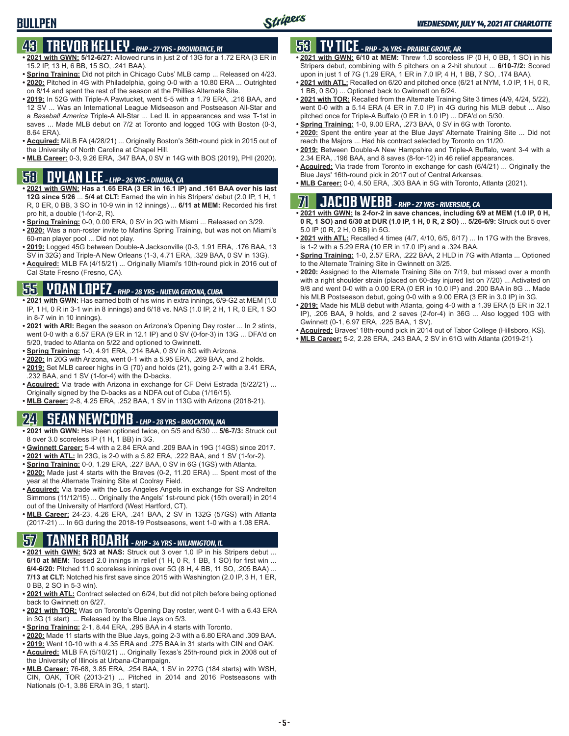# BULLPEN

## 43 TREVOR KELLEY - RHP - 27 YRS - PROVIDENCE, RI

- **2021 with GWN: 5/12-6/27:** Allowed runs in just 2 of 13G for a 1.72 ERA (3 ER in 15.2 IP, 13 H, 6 BB, 15 SO, .241 BAA).
- **Spring Training:** Did not pitch in Chicago Cubs' MLB camp ... Released on 4/23.
- **2020:** Pitched in 4G with Philadelphia, going 0-0 with a 10.80 ERA ... Outrighted on 8/14 and spent the rest of the season at the Phillies Alternate Site.
- **2019:** In 52G with Triple-A Pawtucket, went 5-5 with a 1.79 ERA, .216 BAA, and 12 SV ... Was an International League Midseason and Postseason All-Star and a *Baseball America* Triple-A All-Star ... Led IL in appearances and was T-1st in saves ... Made MLB debut on 7/2 at Toronto and logged 10G with Boston (0-3, 8.64 ERA).
- **Acquired:** MiLB FA (4/28/21) ... Originally Boston's 36th-round pick in 2015 out of the University of North Carolina at Chapel Hill.
- **MLB Career:** 0-3, 9.26 ERA, .347 BAA, 0 SV in 14G with BOS (2019), PHI (2020).

## 58 DYLAN LEE - LHP - 26 YRS - DINUBA, CA

- **2021 with GWN: Has a 1.65 ERA (3 ER in 16.1 IP) and .161 BAA over his last 12G since 5/26** ... **5/4 at CLT:** Earned the win in his Stripers' debut (2.0 IP, 1 H, 1 R, 0 ER, 0 BB, 3 SO in 10-9 win in 12 innings) ... **6/11 at MEM:** Recorded his first pro hit, a double (1-for-2, R).
- **Spring Training:** 0-0, 0.00 ERA, 0 SV in 2G with Miami ... Released on 3/29.
- **2020:** Was a non-roster invite to Marlins Spring Training, but was not on Miami's 60-man player pool ... Did not play.
- **2019:** Logged 45G between Double-A Jacksonville (0-3, 1.91 ERA, .176 BAA, 13 SV in 32G) and Triple-A New Orleans (1-3, 4.71 ERA, .329 BAA, 0 SV in 13G).
- **Acquired:** MiLB FA (4/15/21) ... Originally Miami's 10th-round pick in 2016 out of Cal State Fresno (Fresno, CA).

## 55 YOAN LOPEZ - RHP - 28 YRS - NUEVA GERONA, CUBA

- **2021 with GWN:** Has earned both of his wins in extra innings, 6/9-G2 at MEM (1.0 IP, 1 H, 0 R in 3-1 win in 8 innings) and 6/18 vs. NAS (1.0 IP, 2 H, 1 R, 0 ER, 1 SO in 8-7 win in 10 innings).
- **2021 with ARI:** Began the season on Arizona's Opening Day roster ... In 2 stints, went 0-0 with a 6.57 ERA (9 ER in 12.1 IP) and 0 SV (0-for-3) in 13G ... DFA'd on 5/20, traded to Atlanta on 5/22 and optioned to Gwinnett.
- **Spring Training:** 1-0, 4.91 ERA, .214 BAA, 0 SV in 8G with Arizona.
- **2020:** In 20G with Arizona, went 0-1 with a 5.95 ERA, .269 BAA, and 2 holds.
- **2019:** Set MLB career highs in G (70) and holds (21), going 2-7 with a 3.41 ERA, .232 BAA, and 1 SV (1-for-4) with the D-backs.
- **Acquired:** Via trade with Arizona in exchange for CF Deivi Estrada (5/22/21) ... Originally signed by the D-backs as a NDFA out of Cuba (1/16/15).
- **MLB Career:** 2-8, 4.25 ERA, .252 BAA, 1 SV in 113G with Arizona (2018-21).

## 24 SEAN NEWCOMB - LHP - 28 YRS - BROCKTON, MA

- **2021 with GWN:** Has been optioned twice, on 5/5 and 6/30 ... **5/6-7/3:** Struck out 8 over 3.0 scoreless IP (1 H, 1 BB) in 3G.
- **Gwinnett Career:** 5-4 with a 2.84 ERA and .209 BAA in 19G (14GS) since 2017.
- **2021 with ATL:** In 23G, is 2-0 with a 5.82 ERA, .222 BAA, and 1 SV (1-for-2).
- **Spring Training:** 0-0, 1.29 ERA, .227 BAA, 0 SV in 6G (1GS) with Atlanta.
- **2020:** Made just 4 starts with the Braves (0-2, 11.20 ERA) ... Spent most of the year at the Alternate Training Site at Coolray Field.
- **Acquired:** Via trade with the Los Angeles Angels in exchange for SS Andrelton Simmons (11/12/15) ... Originally the Angels' 1st-round pick (15th overall) in 2014 out of the University of Hartford (West Hartford, CT).
- **MLB Career:** 24-23, 4.26 ERA, .241 BAA, 2 SV in 132G (57GS) with Atlanta (2017-21) ... In 6G during the 2018-19 Postseasons, went 1-0 with a 1.08 ERA.

## 57 TANNER ROARK - RHP - 34 YRS - WILMINGTON, IL

- **2021 with GWN: 5/23 at NAS:** Struck out 3 over 1.0 IP in his Stripers debut ... **6/10 at MEM:** Tossed 2.0 innings in relief (1 H, 0 R, 1 BB, 1 SO) for first win ... **6/4-6/20:** Pitched 11.0 scoreless innings over 5G (8 H, 4 BB, 11 SO, .205 BAA) ... **7/13 at CLT:** Notched his first save since 2015 with Washington (2.0 IP, 3 H, 1 ER, 0 BB, 2 SO in 5-3 win).
- **2021 with ATL:** Contract selected on 6/24, but did not pitch before being optioned back to Gwinnett on 6/27.
- **2021 with TOR:** Was on Toronto's Opening Day roster, went 0-1 with a 6.43 ERA in 3G (1 start) ... Released by the Blue Jays on 5/3.
- **Spring Training:** 2-1, 8.44 ERA, .295 BAA in 4 starts with Toronto.
- **2020:** Made 11 starts with the Blue Jays, going 2-3 with a 6.80 ERA and .309 BAA.
- **2019:** Went 10-10 with a 4.35 ERA and .275 BAA in 31 starts with CIN and OAK.
- **Acquired:** MiLB FA (5/10/21) ... Originally Texas's 25th-round pick in 2008 out of the University of Illinois at Urbana-Champaign.
- **MLB Career:** 76-68, 3.85 ERA, .254 BAA, 1 SV in 227G (184 starts) with WSH, CIN, OAK, TOR (2013-21) ... Pitched in 2014 and 2016 Postseasons with Nationals (0-1, 3.86 ERA in 3G, 1 start).

## 53 TY TICE - RHP - 24 YRS - PRAIRIE GROVE, AR

- **2021 with GWN: 6/10 at MEM:** Threw 1.0 scoreless IP (0 H, 0 BB, 1 SO) in his Stripers debut, combining with 5 pitchers on a 2-hit shutout ... **6/10-7/2:** Scored upon in just 1 of 7G (1.29 ERA, 1 ER in 7.0 IP, 4 H, 1 BB, 7 SO, .174 BAA).
- **2021 with ATL:** Recalled on 6/20 and pitched once (6/21 at NYM, 1.0 IP, 1 H, 0 R, 1 BB, 0 SO) ... Optioned back to Gwinnett on 6/24.
- **2021 with TOR:** Recalled from the Alternate Training Site 3 times (4/9, 4/24, 5/22), went 0-0 with a 5.14 ERA (4 ER in 7.0 IP) in 4G during his MLB debut ... Also pitched once for Triple-A Buffalo (0 ER in 1.0 IP) ... DFA'd on 5/30.
- **Spring Training:** 1-0, 9.00 ERA, .273 BAA, 0 SV in 6G with Toronto.
- **2020:** Spent the entire year at the Blue Jays' Alternate Training Site ... Did not reach the Majors ... Had his contract selected by Toronto on 11/20.
- **2019:** Between Double-A New Hampshire and Triple-A Buffalo, went 3-4 with a 2.34 ERA, .196 BAA, and 8 saves (8-for-12) in 46 relief appearances.
- **Acquired:** Via trade from Toronto in exchange for cash (6/4/21) ... Originally the Blue Jays' 16th-round pick in 2017 out of Central Arkansas.
- **MLB Career:** 0-0, 4.50 ERA, .303 BAA in 5G with Toronto, Atlanta (2021).

## 71 JACOB WEBB - RHP - 27 YRS - RIVERSIDE, CA

- **2021 with GWN: Is 2-for-2 in save chances, including 6/9 at MEM (1.0 IP, 0 H, 0 R, 1 SO) and 6/30 at DUR (1.0 IP, 1 H, 0 R, 2 SO)** ... **5/26-6/9:** Struck out 5 over 5.0 IP (0 R, 2 H, 0 BB) in 5G.
- **2021 with ATL:** Recalled 4 times (4/7, 4/10, 6/5, 6/17) ... In 17G with the Braves, is 1-2 with a 5.29 ERA (10 ER in 17.0 IP) and a .324 BAA.
- **Spring Training:** 1-0, 2.57 ERA, .222 BAA, 2 HLD in 7G with Atlanta ... Optioned to the Alternate Training Site in Gwinnett on 3/25.
- **2020:** Assigned to the Alternate Training Site on 7/19, but missed over a month with a right shoulder strain (placed on 60-day injured list on 7/20) ... Activated on 9/8 and went 0-0 with a 0.00 ERA (0 ER in 10.0 IP) and .200 BAA in 8G ... Made his MLB Postseason debut, going 0-0 with a 9.00 ERA (3 ER in 3.0 IP) in 3G.
- **2019:** Made his MLB debut with Atlanta, going 4-0 with a 1.39 ERA (5 ER in 32.1 IP), .205 BAA, 9 holds, and 2 saves (2-for-4) in 36G ... Also logged 10G with Gwinnett (0-1, 6.97 ERA, .225 BAA, 1 SV).
- **Acquired:** Braves' 18th-round pick in 2014 out of Tabor College (Hillsboro, KS).
- **MLB Career:** 5-2, 2.28 ERA, .243 BAA, 2 SV in 61G with Atlanta (2019-21).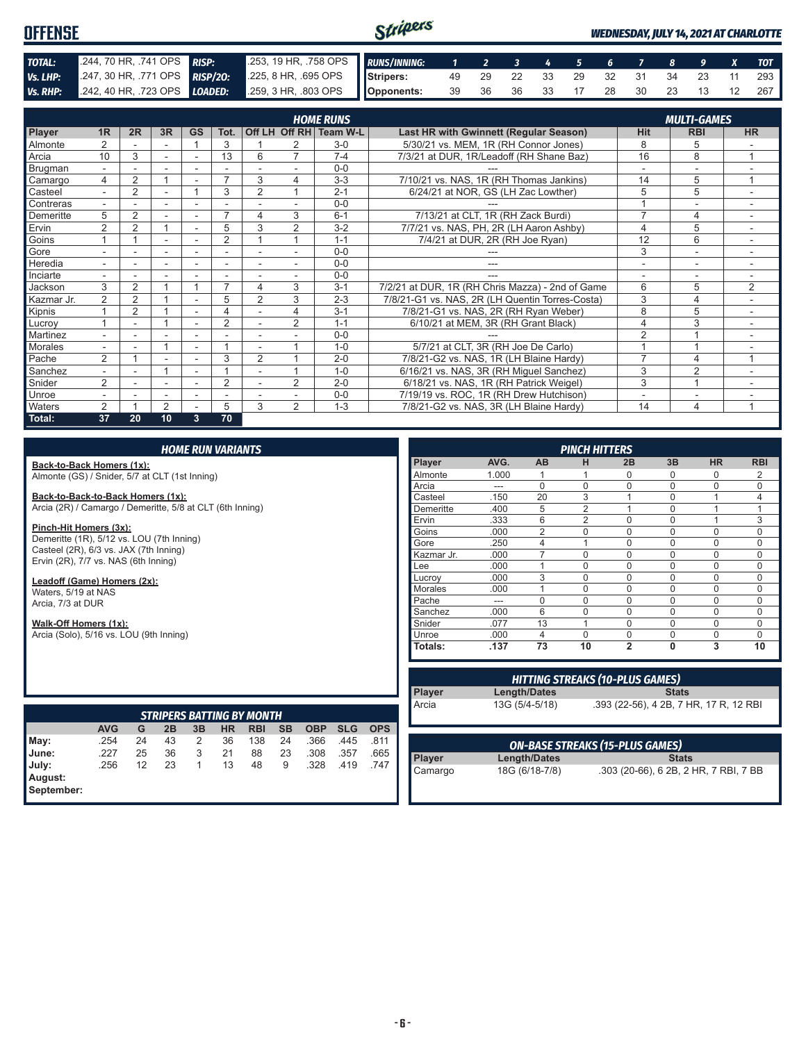# OFFENSE

*WEDNESDAY, JULY 14, 2021 AT CHARLOTTE*

| | | | |
|---|---|---|---|
| **TOTAL:** | .244, 70 HR, .741 OPS | **RISP:** | .253, 19 HR, .758 OPS |
| **Vs. LHP:** | .247, 30 HR, .771 OPS | **RISP/2O:** | .225, 8 HR, .695 OPS |
| **Vs. RHP:** | .242, 40 HR, .723 OPS | **LOADED:** | .259, 3 HR, .803 OPS |

| RUNS/INNING: | 1 | 2 | 3 | 4 | 5 | 6 | 7 | 8 | 9 | X | TOT |
|---|---|---|---|---|---|---|---|---|---|---|---|
| Stripers: | 49 | 29 | 22 | 33 | 29 | 32 | 31 | 34 | 23 | 11 | 293 |
| Opponents: | 39 | 36 | 36 | 33 | 17 | 28 | 30 | 23 | 13 | 12 | 267 |

## HOME RUNS / MULTI-GAMES

| Player | 1R | 2R | 3R | GS | Tot. | Off LH | Off RH | Team W-L | Last HR with Gwinnett (Regular Season) | Hit | RBI | HR |
|---|---|---|---|---|---|---|---|---|---|---|---|---|
| Almonte | 2 | - | - | 1 | 3 | 1 | 2 | 3-0 | 5/30/21 vs. MEM, 1R (RH Connor Jones) | 8 | 5 | - |
| Arcia | 10 | 3 | - | - | 13 | 6 | 7 | 7-4 | 7/3/21 at DUR, 1R/Leadoff (RH Shane Baz) | 16 | 8 | 1 |
| Brugman | - | - | - | - | - | - | - | 0-0 | --- | - | - | - |
| Camargo | 4 | 2 | 1 | - | 7 | 3 | 4 | 3-3 | 7/10/21 vs. NAS, 1R (RH Thomas Jankins) | 14 | 5 | 1 |
| Casteel | - | 2 | - | 1 | 3 | 2 | 1 | 2-1 | 6/24/21 at NOR, GS (LH Zac Lowther) | 5 | 5 | - |
| Contreras | - | - | - | - | - | - | - | 0-0 | --- | 1 | - | - |
| Demeritte | 5 | 2 | - | - | 7 | 4 | 3 | 6-1 | 7/13/21 at CLT, 1R (RH Zack Burdi) | 7 | 4 | - |
| Ervin | 2 | 2 | 1 | - | 5 | 3 | 2 | 3-2 | 7/7/21 vs. NAS, PH, 2R (LH Aaron Ashby) | 4 | 5 | - |
| Goins | 1 | 1 | - | - | 2 | 1 | 1 | 1-1 | 7/4/21 at DUR, 2R (RH Joe Ryan) | 12 | 6 | - |
| Gore | - | - | - | - | - | - | - | 0-0 | --- | 3 | - | - |
| Heredia | - | - | - | - | - | - | - | 0-0 | --- | - | - | - |
| Inciarte | - | - | - | - | - | - | - | 0-0 | --- | - | - | - |
| Jackson | 3 | 2 | 1 | 1 | 7 | 4 | 3 | 3-1 | 7/2/21 at DUR, 1R (RH Chris Mazza) - 2nd of Game | 6 | 5 | 2 |
| Kazmar Jr. | 2 | 2 | 1 | - | 5 | 2 | 3 | 2-3 | 7/8/21-G1 vs. NAS, 2R (LH Quentin Torres-Costa) | 3 | 4 | - |
| Kipnis | 1 | 2 | 1 | - | 4 | - | 4 | 3-1 | 7/8/21-G1 vs. NAS, 2R (RH Ryan Weber) | 8 | 5 | - |
| Lucroy | 1 | - | 1 | - | 2 | - | 2 | 1-1 | 6/10/21 at MEM, 3R (RH Grant Black) | 4 | 3 | - |
| Martinez | - | - | - | - | - | - | - | 0-0 | --- | 2 | 1 | - |
| Morales | - | - | 1 | - | 1 | - | 1 | 1-0 | 5/7/21 at CLT, 3R (RH Joe De Carlo) | 1 | 1 | - |
| Pache | 2 | 1 | - | - | 3 | 2 | 1 | 2-0 | 7/8/21-G2 vs. NAS, 1R (LH Blaine Hardy) | 7 | 4 | 1 |
| Sanchez | - | - | 1 | - | 1 | - | 1 | 1-0 | 6/16/21 vs. NAS, 3R (RH Miguel Sanchez) | 3 | 2 | - |
| Snider | 2 | - | - | - | 2 | - | 2 | 2-0 | 6/18/21 vs. NAS, 1R (RH Patrick Weigel) | 3 | 1 | - |
| Unroe | - | - | - | - | - | - | - | 0-0 | 7/19/19 vs. ROC, 1R (RH Drew Hutchison) | - | - | - |
| Waters | 2 | 1 | 2 | - | 5 | 3 | 2 | 1-3 | 7/8/21-G2 vs. NAS, 3R (LH Blaine Hardy) | 14 | 4 | 1 |
| **Total:** | **37** | **20** | **10** | **3** | **70** | | | | | | | |

## HOME RUN VARIANTS

**Back-to-Back Homers (1x):**
Almonte (GS) / Snider, 5/7 at CLT (1st Inning)

**Back-to-Back-to-Back Homers (1x):**
Arcia (2R) / Camargo / Demeritte, 5/8 at CLT (6th Inning)

**Pinch-Hit Homers (3x):**
Demeritte (1R), 5/12 vs. LOU (7th Inning)
Casteel (2R), 6/3 vs. JAX (7th Inning)
Ervin (2R), 7/7 vs. NAS (6th Inning)

**Leadoff (Game) Homers (2x):**
Waters, 5/19 at NAS
Arcia, 7/3 at DUR

**Walk-Off Homers (1x):**
Arcia (Solo), 5/16 vs. LOU (9th Inning)

## PINCH HITTERS

| Player | AVG. | AB | H | 2B | 3B | HR | RBI |
|---|---|---|---|---|---|---|---|
| Almonte | 1.000 | 1 | 1 | 0 | 0 | 0 | 2 |
| Arcia | --- | 0 | 0 | 0 | 0 | 0 | 0 |
| Casteel | .150 | 20 | 3 | 1 | 0 | 1 | 4 |
| Demeritte | .400 | 5 | 2 | 1 | 0 | 1 | 1 |
| Ervin | .333 | 6 | 2 | 0 | 0 | 1 | 3 |
| Goins | .000 | 2 | 0 | 0 | 0 | 0 | 0 |
| Gore | .250 | 4 | 1 | 0 | 0 | 0 | 0 |
| Kazmar Jr. | .000 | 7 | 0 | 0 | 0 | 0 | 0 |
| Lee | .000 | 1 | 0 | 0 | 0 | 0 | 0 |
| Lucroy | .000 | 3 | 0 | 0 | 0 | 0 | 0 |
| Morales | .000 | 1 | 0 | 0 | 0 | 0 | 0 |
| Pache | --- | 0 | 0 | 0 | 0 | 0 | 0 |
| Sanchez | .000 | 6 | 0 | 0 | 0 | 0 | 0 |
| Snider | .077 | 13 | 1 | 0 | 0 | 0 | 0 |
| Unroe | .000 | 4 | 0 | 0 | 0 | 0 | 0 |
| **Totals:** | **.137** | **73** | **10** | **2** | **0** | **3** | **10** |

## STRIPERS BATTING BY MONTH

| | AVG | G | 2B | 3B | HR | RBI | SB | OBP | SLG | OPS |
|---|---|---|---|---|---|---|---|---|---|---|
| May: | .254 | 24 | 43 | 2 | 36 | 138 | 24 | .366 | .445 | .811 |
| June: | .227 | 25 | 36 | 3 | 21 | 88 | 23 | .308 | .357 | .665 |
| July: | .256 | 12 | 23 | 1 | 13 | 48 | 9 | .328 | .419 | .747 |
| August: | | | | | | | | | | |
| September: | | | | | | | | | | |

## HITTING STREAKS (10-PLUS GAMES)

| Player | Length/Dates | Stats |
|---|---|---|
| Arcia | 13G (5/4-5/18) | .393 (22-56), 4 2B, 7 HR, 17 R, 12 RBI |

## ON-BASE STREAKS (15-PLUS GAMES)

| Player | Length/Dates | Stats |
|---|---|---|
| Camargo | 18G (6/18-7/8) | .303 (20-66), 6 2B, 2 HR, 7 RBI, 7 BB |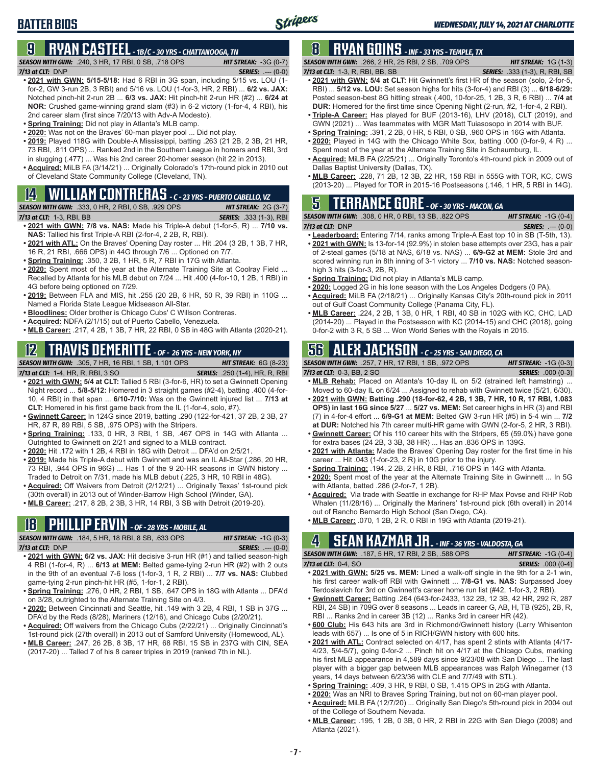# BATTER BIOS

## 9 RYAN CASTEEL - 1B/C - 30 YRS - CHATTANOOGA, TN

**SEASON WITH GWN:** .240, 3 HR, 17 RBI, 0 SB, .718 OPS — **HIT STREAK:** -3G (0-7)
**7/13 at CLT:** DNP — **SERIES:** .--- (0-0)

- **2021 with GWN: 5/15-5/18:** Had 6 RBI in 3G span, including 5/15 vs. LOU (1-for-2, GW 3-run 2B, 3 RBI) and 5/16 vs. LOU (1-for-3, HR, 2 RBI) ... **6/2 vs. JAX:** Notched pinch-hit 2-run 2B ... **6/3 vs. JAX:** Hit pinch-hit 2-run HR (#2) ... **6/24 at NOR:** Crushed game-winning grand slam (#3) in 6-2 victory (1-for-4, 4 RBI), his 2nd career slam (first since 7/20/13 with Adv-A Modesto).
- **Spring Training:** Did not play in Atlanta's MLB camp.
- **2020:** Was not on the Braves' 60-man player pool ... Did not play.
- **2019:** Played 118G with Double-A Mississippi, batting .263 (21 2B, 2 3B, 21 HR, 73 RBI, .811 OPS) ... Ranked 2nd in the Southern League in homers and RBI, 3rd in slugging (.477) ... Was his 2nd career 20-homer season (hit 22 in 2013).
- **Acquired:** MiLB FA (3/14/21) ... Originally Colorado's 17th-round pick in 2010 out of Cleveland State Community College (Cleveland, TN).

## 14 WILLIAM CONTRERAS - C - 23 YRS - PUERTO CABELLO, VZ

**SEASON WITH GWN:** .333, 0 HR, 2 RBI, 0 SB, .929 OPS — **HIT STREAK:** 2G (3-7)
**7/13 at CLT:** 1-3, RBI, BB — **SERIES:** .333 (1-3), RBI

- **2021 with GWN: 7/8 vs. NAS:** Made his Triple-A debut (1-for-5, R) ... **7/10 vs. NAS:** Tallied his first Triple-A RBI (2-for-4, 2 2B, R, RBI).
- **2021 with ATL:** On the Braves' Opening Day roster ... Hit .204 (3 2B, 1 3B, 7 HR, 16 R, 21 RBI, .666 OPS) in 44G through 7/6 ... Optioned on 7/7.
- **Spring Training:** .350, 3 2B, 1 HR, 5 R, 7 RBI in 17G with Atlanta.
- **2020:** Spent most of the year at the Alternate Training Site at Coolray Field ... Recalled by Atlanta for his MLB debut on 7/24 ... Hit .400 (4-for-10, 1 2B, 1 RBI) in 4G before being optioned on 7/29.
- **2019:** Between FLA and MIS, hit .255 (20 2B, 6 HR, 50 R, 39 RBI) in 110G ... Named a Florida State League Midseason All-Star.
- **Bloodlines:** Older brother is Chicago Cubs' C Willson Contreras.
- **Acquired:** NDFA (2/1/15) out of Puerto Cabello, Venezuela.
- **MLB Career:** .217, 4 2B, 1 3B, 7 HR, 22 RBI, 0 SB in 48G with Atlanta (2020-21).

## 12 TRAVIS DEMERITTE - OF - 26 YRS - NEW YORK, NY

**SEASON WITH GWN:** .305, 7 HR, 16 RBI, 1 SB, 1.101 OPS — **HIT STREAK:** 6G (8-23)
**7/13 at CLT:** 1-4, HR, R, RBI, 3 SO — **SERIES:** .250 (1-4), HR, R, RBI

- **2021 with GWN: 5/4 at CLT:** Tallied 5 RBI (3-for-6, HR) to set a Gwinnett Opening Night record ... **5/8-5/12:** Homered in 3 straight games (#2-4), batting .400 (4-for-10, 4 RBI) in that span ... **6/10-7/10:** Was on the Gwinnett injured list ... **7/13 at CLT:** Homered in his first game back from the IL (1-for-4, solo, #7).
- **Gwinnett Career:** In 124G since 2019, batting .290 (122-for-421, 37 2B, 2 3B, 27 HR, 87 R, 89 RBI, 5 SB, .975 OPS) with the Stripers.
- **Spring Training:** .133, 0 HR, 3 RBI, 1 SB, .467 OPS in 14G with Atlanta ... Outrighted to Gwinnett on 2/21 and signed to a MiLB contract.
- **2020:** Hit .172 with 1 2B, 4 RBI in 18G with Detroit ... DFA'd on 2/5/21.
- **2019:** Made his Triple-A debut with Gwinnett and was an IL All-Star (.286, 20 HR, 73 RBI, .944 OPS in 96G) ... Has 1 of the 9 20-HR seasons in GWN history ... Traded to Detroit on 7/31, made his MLB debut (.225, 3 HR, 10 RBI in 48G).
- **Acquired:** Off Waivers from Detroit (2/12/21) ... Originally Texas' 1st-round pick (30th overall) in 2013 out of Winder-Barrow High School (Winder, GA).
- **MLB Career:** .217, 8 2B, 2 3B, 3 HR, 14 RBI, 3 SB with Detroit (2019-20).

## 18 PHILLIP ERVIN - OF - 28 YRS - MOBILE, AL

**SEASON WITH GWN:** .184, 5 HR, 18 RBI, 8 SB, .633 OPS — **HIT STREAK:** -1G (0-3)
**7/13 at CLT:** DNP — **SERIES:** .--- (0-0)

- **2021 with GWN: 6/2 vs. JAX:** Hit decisive 3-run HR (#1) and tallied season-high 4 RBI (1-for-4, R) ... **6/13 at MEM:** Belted game-tying 2-run HR (#2) with 2 outs in the 9th for an eventual 7-6 loss (1-for-3, 1 R, 2 RBI) ... **7/7 vs. NAS:** Clubbed game-tying 2-run pinch-hit HR (#5, 1-for-1, 2 RBI).
- **Spring Training:** .276, 0 HR, 2 RBI, 1 SB, .647 OPS in 18G with Atlanta ... DFA'd on 3/28, outrighted to the Alternate Training Site on 4/3.
- **2020:** Between Cincinnati and Seattle, hit .149 with 3 2B, 4 RBI, 1 SB in 37G ... DFA'd by the Reds (8/28), Mariners (12/16), and Chicago Cubs (2/20/21).
- **Acquired:** Off waivers from the Chicago Cubs (2/22/21) ... Originally Cincinnati's 1st-round pick (27th overall) in 2013 out of Samford University (Homewood, AL).
- **MLB Career:** .247, 26 2B, 8 3B, 17 HR, 68 RBI, 15 SB in 237G with CIN, SEA (2017-20) ... Talled 7 of his 8 career triples in 2019 (ranked 7th in NL).

## 8 RYAN GOINS - INF - 33 YRS - TEMPLE, TX

**SEASON WITH GWN:** .266, 2 HR, 25 RBI, 2 SB, .709 OPS — **HIT STREAK:** 1G (1-3)
**7/13 at CLT:** 1-3, R, RBI, BB, SB — **SERIES:** .333 (1-3), R, RBI, SB

- **2021 with GWN: 5/4 at CLT:** Hit Gwinnett's first HR of the season (solo, 2-for-5, RBI) ... **5/12 vs. LOU:** Set season highs for hits (3-for-4) and RBI (3) ... **6/18-6/29:** Posted season-best 8G hitting streak (.400, 10-for-25, 1 2B, 3 R, 6 RBI) ... **7/4 at DUR:** Homered for the first time since Opening Night (2-run, #2, 1-for-4, 2 RBI).
- **Triple-A Career:** Has played for BUF (2013-16), LHV (2018), CLT (2019), and GWN (2021) ... Was teammates with MGR Matt Tuiasosopo in 2014 with BUF.
- **Spring Training:** .391, 2 2B, 0 HR, 5 RBI, 0 SB, .960 OPS in 16G with Atlanta.
- **2020:** Played in 14G with the Chicago White Sox, batting .000 (0-for-9, 4 R) ... Spent most of the year at the Alternate Training Site in Schaumburg, IL.
- **Acquired:** MiLB FA (2/25/21) ... Originally Toronto's 4th-round pick in 2009 out of Dallas Baptist University (Dallas, TX).
- **MLB Career:** .228, 71 2B, 12 3B, 22 HR, 158 RBI in 555G with TOR, KC, CWS (2013-20) ... Played for TOR in 2015-16 Postseasons (.146, 1 HR, 5 RBI in 14G).

## 5 TERRANCE GORE - OF - 30 YRS - MACON, GA

**SEASON WITH GWN:** .308, 0 HR, 0 RBI, 13 SB, .822 OPS — **HIT STREAK:** -1G (0-4)
**7/13 at CLT:** DNP — **SERIES:** .--- (0-0)

- **Leaderboard:** Entering 7/14, ranks among Triple-A East top 10 in SB (T-5th, 13).
- **2021 with GWN:** Is 13-for-14 (92.9%) in stolen base attempts over 23G, has a pair of 2-steal games (5/18 at NAS, 6/18 vs. NAS) ... **6/9-G2 at MEM:** Stole 3rd and scored winning run in 8th inning of 3-1 victory ... **7/10 vs. NAS:** Notched season-high 3 hits (3-for-3, 2B, R).
- **Spring Training:** Did not play in Atlanta's MLB camp.
- **2020:** Logged 2G in his lone season with the Los Angeles Dodgers (0 PA).
- **Acquired:** MiLB FA (2/18/21) ... Originally Kansas City's 20th-round pick in 2011 out of Gulf Coast Community College (Panama City, FL).
- **MLB Career:** .224, 2 2B, 1 3B, 0 HR, 1 RBI, 40 SB in 102G with KC, CHC, LAD (2014-20) ... Played in the Postseason with KC (2014-15) and CHC (2018), going 0-for-2 with 3 R, 5 SB ... Won World Series with the Royals in 2015.

## 56 ALEX JACKSON - C - 25 YRS - SAN DIEGO, CA

**SEASON WITH GWN:** .257, 7 HR, 17 RBI, 1 SB, .972 OPS — **HIT STREAK:** -1G (0-3)
**7/13 at CLT:** 0-3, BB, 2 SO — **SERIES:** .000 (0-3)

- **MLB Rehab:** Placed on Atlanta's 10-day IL on 5/2 (strained left hamstring) ... Moved to 60-day IL on 6/24 ... Assigned to rehab with Gwinnett twice (5/21, 6/30).
- **2021 with GWN: Batting .290 (18-for-62, 4 2B, 1 3B, 7 HR, 10 R, 17 RBI, 1.083 OPS) in last 16G since 5/27** ... **5/27 vs. MEM:** Set career highs in HR (3) and RBI (7) in 4-for-4 effort ... **6/9-G1 at MEM:** Belted GW 3-run HR (#5) in 5-4 win ... **7/2 at DUR:** Notched his 7th career multi-HR game with GWN (2-for-5, 2 HR, 3 RBI).
- **Gwinnett Career:** Of his 110 career hits with the Stripers, 65 (59.0%) have gone for extra bases (24 2B, 3 3B, 38 HR) ... Has an .836 OPS in 139G.
- **2021 with Atlanta:** Made the Braves' Opening Day roster for the first time in his career ... Hit .043 (1-for-23, 2 R) in 10G prior to the injury.
- **Spring Training:** .194, 2 2B, 2 HR, 8 RBI, .716 OPS in 14G with Atlanta.
- **2020:** Spent most of the year at the Alternate Training Site in Gwinnett ... In 5G with Atlanta, batted .286 (2-for-7, 1 2B).
- **Acquired:** Via trade with Seattle in exchange for RHP Max Povse and RHP Rob Whalen (11/28/16) ... Originally the Mariners' 1st-round pick (6th overall) in 2014 out of Rancho Bernardo High School (San Diego, CA).
- **MLB Career:** .070, 1 2B, 2 R, 0 RBI in 19G with Atlanta (2019-21).

## 4 SEAN KAZMAR JR. - INF - 36 YRS - VALDOSTA, GA

**SEASON WITH GWN:** .187, 5 HR, 17 RBI, 2 SB, .588 OPS — **HIT STREAK:** -1G (0-4)
**7/13 at CLT:** 0-4, SO — **SERIES:** .000 (0-4)

- **2021 with GWN: 5/25 vs. MEM:** Lined a walk-off single in the 9th for a 2-1 win, his first career walk-off RBI with Gwinnett ... **7/8-G1 vs. NAS:** Surpassed Joey Terdoslavich for 3rd on Gwinnett's career home run list (#42, 1-for-3, 2 RBI).
- **Gwinnett Career:** Batting .264 (643-for-2433, 132 2B, 12 3B, 42 HR, 292 R, 287 RBI, 24 SB) in 709G over 8 seasons ... Leads in career G, AB, H, TB (925), 2B, R, RBI ... Ranks 2nd in career 3B (12) ... Ranks 3rd in career HR (42).
- **600 Club:** His 643 hits are 3rd in Richmond/Gwinnett history (Larry Whisenton leads with 657) ... Is one of 5 in RICH/GWN history with 600 hits.
- **2021 with ATL:** Contract selected on 4/17, has spent 2 stints with Atlanta (4/17-4/23, 5/4-5/7), going 0-for-2 ... Pinch hit on 4/17 at the Chicago Cubs, marking his first MLB appearance in 4,589 days since 9/23/08 with San Diego ... The last player with a bigger gap between MLB appearances was Ralph Winegarner (13 years, 14 days between 6/23/36 with CLE and 7/7/49 with STL).
- **Spring Training:** .409, 3 HR, 9 RBI, 0 SB, 1.415 OPS in 25G with Atlanta.
- **2020:** Was an NRI to Braves Spring Training, but not on 60-man player pool.
- **Acquired:** MiLB FA (12/7/20) ... Originally San Diego's 5th-round pick in 2004 out of the College of Southern Nevada.
- **MLB Career:** .195, 1 2B, 0 3B, 0 HR, 2 RBI in 22G with San Diego (2008) and Atlanta (2021).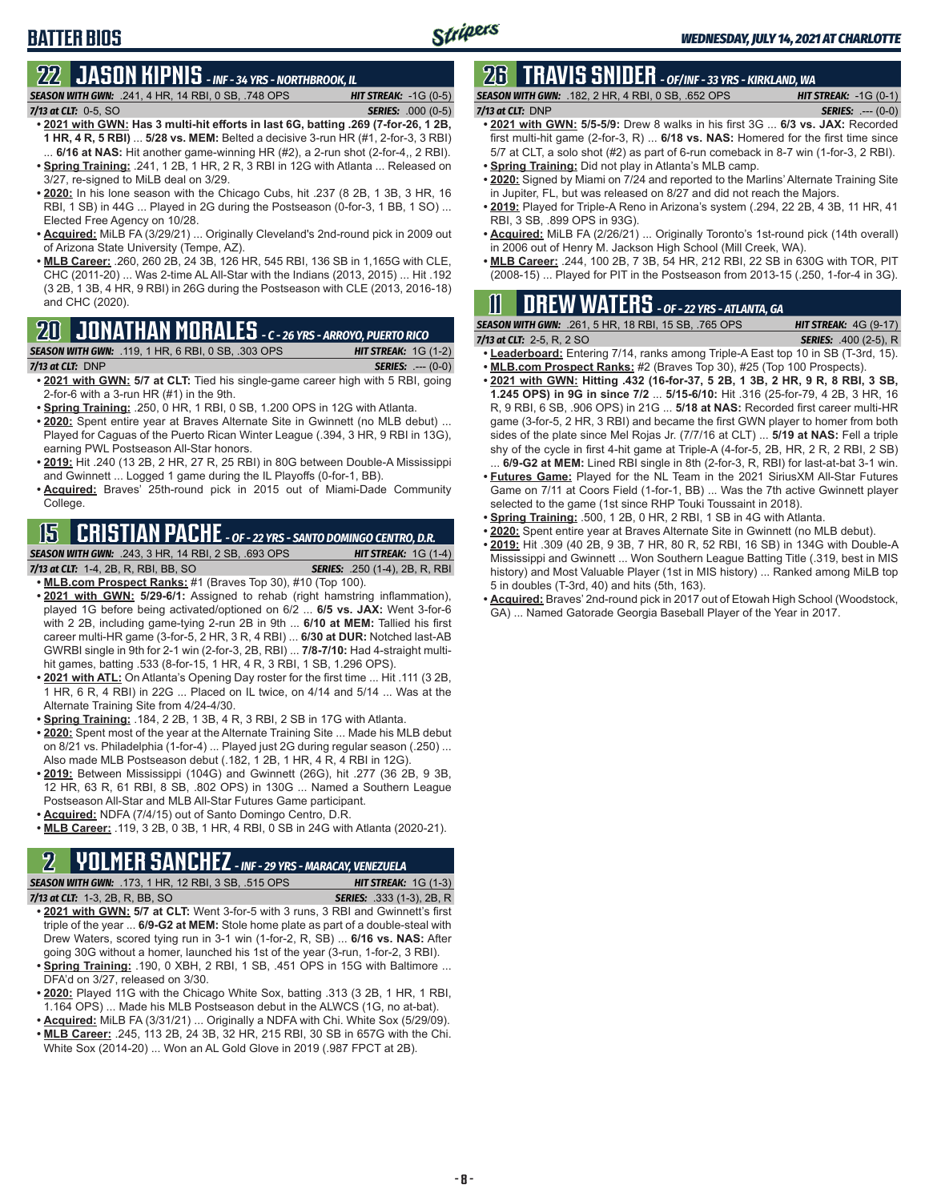# BATTER BIOS

## 22 JASON KIPNIS - INF - 34 YRS - NORTHBROOK, IL

**SEASON WITH GWN:** .241, 4 HR, 14 RBI, 0 SB, .748 OPS — **HIT STREAK:** -1G (0-5)

**7/13 at CLT:** 0-5, SO — **SERIES:** .000 (0-5)

- **2021 with GWN: Has 3 multi-hit efforts in last 6G, batting .269 (7-for-26, 1 2B, 1 HR, 4 R, 5 RBI)** ... **5/28 vs. MEM:** Belted a decisive 3-run HR (#1, 2-for-3, 3 RBI) ... **6/16 at NAS:** Hit another game-winning HR (#2), a 2-run shot (2-for-4,, 2 RBI).
- **Spring Training:** .241, 1 2B, 1 HR, 2 R, 3 RBI in 12G with Atlanta ... Released on 3/27, re-signed to MiLB deal on 3/29.
- **2020:** In his lone season with the Chicago Cubs, hit .237 (8 2B, 1 3B, 3 HR, 16 RBI, 1 SB) in 44G ... Played in 2G during the Postseason (0-for-3, 1 BB, 1 SO) ... Elected Free Agency on 10/28.
- **Acquired:** MiLB FA (3/29/21) ... Originally Cleveland's 2nd-round pick in 2009 out of Arizona State University (Tempe, AZ).
- **MLB Career:** .260, 260 2B, 24 3B, 126 HR, 545 RBI, 136 SB in 1,165G with CLE, CHC (2011-20) ... Was 2-time AL All-Star with the Indians (2013, 2015) ... Hit .192 (3 2B, 1 3B, 4 HR, 9 RBI) in 26G during the Postseason with CLE (2013, 2016-18) and CHC (2020).

## 20 JONATHAN MORALES - C - 26 YRS - ARROYO, PUERTO RICO

**SEASON WITH GWN:** .119, 1 HR, 6 RBI, 0 SB, .303 OPS — **HIT STREAK:** 1G (1-2)

**7/13 at CLT:** DNP — **SERIES:** .--- (0-0)

- **2021 with GWN: 5/7 at CLT:** Tied his single-game career high with 5 RBI, going 2-for-6 with a 3-run HR (#1) in the 9th.
- **Spring Training:** .250, 0 HR, 1 RBI, 0 SB, 1.200 OPS in 12G with Atlanta.
- **2020:** Spent entire year at Braves Alternate Site in Gwinnett (no MLB debut) ... Played for Caguas of the Puerto Rican Winter League (.394, 3 HR, 9 RBI in 13G), earning PWL Postseason All-Star honors.
- **2019:** Hit .240 (13 2B, 2 HR, 27 R, 25 RBI) in 80G between Double-A Mississippi and Gwinnett ... Logged 1 game during the IL Playoffs (0-for-1, BB).
- **Acquired:** Braves' 25th-round pick in 2015 out of Miami-Dade Community College.

## 15 CRISTIAN PACHE - OF - 22 YRS - SANTO DOMINGO CENTRO, D.R.

**SEASON WITH GWN:** .243, 3 HR, 14 RBI, 2 SB, .693 OPS — **HIT STREAK:** 1G (1-4)

**7/13 at CLT:** 1-4, 2B, R, RBI, BB, SO — **SERIES:** .250 (1-4), 2B, R, RBI

- **MLB.com Prospect Ranks:** #1 (Braves Top 30), #10 (Top 100).
- **2021 with GWN: 5/29-6/1:** Assigned to rehab (right hamstring inflammation), played 1G before being activated/optioned on 6/2 ... **6/5 vs. JAX:** Went 3-for-6 with 2 2B, including game-tying 2-run 2B in 9th ... **6/10 at MEM:** Tallied his first career multi-HR game (3-for-5, 2 HR, 3 R, 4 RBI) ... **6/30 at DUR:** Notched last-AB GWRBI single in 9th for 2-1 win (2-for-3, 2B, RBI) ... **7/8-7/10:** Had 4-straight multi-hit games, batting .533 (8-for-15, 1 HR, 4 R, 3 RBI, 1 SB, 1.296 OPS).
- **2021 with ATL:** On Atlanta's Opening Day roster for the first time ... Hit .111 (3 2B, 1 HR, 6 R, 4 RBI) in 22G ... Placed on IL twice, on 4/14 and 5/14 ... Was at the Alternate Training Site from 4/24-4/30.
- **Spring Training:** .184, 2 2B, 1 3B, 4 R, 3 RBI, 2 SB in 17G with Atlanta.
- **2020:** Spent most of the year at the Alternate Training Site ... Made his MLB debut on 8/21 vs. Philadelphia (1-for-4) ... Played just 2G during regular season (.250) ... Also made MLB Postseason debut (.182, 1 2B, 1 HR, 4 R, 4 RBI in 12G).
- **2019:** Between Mississippi (104G) and Gwinnett (26G), hit .277 (36 2B, 9 3B, 12 HR, 63 R, 61 RBI, 8 SB, .802 OPS) in 130G ... Named a Southern League Postseason All-Star and MLB All-Star Futures Game participant.
- **Acquired:** NDFA (7/4/15) out of Santo Domingo Centro, D.R.
- **MLB Career:** .119, 3 2B, 0 3B, 1 HR, 4 RBI, 0 SB in 24G with Atlanta (2020-21).

## 2 YOLMER SANCHEZ - INF - 29 YRS - MARACAY, VENEZUELA

**SEASON WITH GWN:** .173, 1 HR, 12 RBI, 3 SB, .515 OPS — **HIT STREAK:** 1G (1-3)

**7/13 at CLT:** 1-3, 2B, R, BB, SO — **SERIES:** .333 (1-3), 2B, R

- **2021 with GWN: 5/7 at CLT:** Went 3-for-5 with 3 runs, 3 RBI and Gwinnett's first triple of the year ... **6/9-G2 at MEM:** Stole home plate as part of a double-steal with Drew Waters, scored tying run in 3-1 win (1-for-2, R, SB) ... **6/16 vs. NAS:** After going 30G without a homer, launched his 1st of the year (3-run, 1-for-2, 3 RBI).
- **Spring Training:** .190, 0 XBH, 2 RBI, 1 SB, .451 OPS in 15G with Baltimore ... DFA'd on 3/27, released on 3/30.
- **2020:** Played 11G with the Chicago White Sox, batting .313 (3 2B, 1 HR, 1 RBI, 1.164 OPS) ... Made his MLB Postseason debut in the ALWCS (1G, no at-bat).
- **Acquired:** MiLB FA (3/31/21) ... Originally a NDFA with Chi. White Sox (5/29/09).
- **MLB Career:** .245, 113 2B, 24 3B, 32 HR, 215 RBI, 30 SB in 657G with the Chi. White Sox (2014-20) ... Won an AL Gold Glove in 2019 (.987 FPCT at 2B).

## 26 TRAVIS SNIDER - OF/INF - 33 YRS - KIRKLAND, WA

**SEASON WITH GWN:** .182, 2 HR, 4 RBI, 0 SB, .652 OPS — **HIT STREAK:** -1G (0-1)

**7/13 at CLT:** DNP — **SERIES:** .--- (0-0)

- **2021 with GWN: 5/5-5/9:** Drew 8 walks in his first 3G ... **6/3 vs. JAX:** Recorded first multi-hit game (2-for-3, R) ... **6/18 vs. NAS:** Homered for the first time since 5/7 at CLT, a solo shot (#2) as part of 6-run comeback in 8-7 win (1-for-3, 2 RBI).
- **Spring Training:** Did not play in Atlanta's MLB camp.
- **2020:** Signed by Miami on 7/24 and reported to the Marlins' Alternate Training Site in Jupiter, FL, but was released on 8/27 and did not reach the Majors.
- **2019:** Played for Triple-A Reno in Arizona's system (.294, 22 2B, 4 3B, 11 HR, 41 RBI, 3 SB, .899 OPS in 93G).
- **Acquired:** MiLB FA (2/26/21) ... Originally Toronto's 1st-round pick (14th overall) in 2006 out of Henry M. Jackson High School (Mill Creek, WA).
- **MLB Career:** .244, 100 2B, 7 3B, 54 HR, 212 RBI, 22 SB in 630G with TOR, PIT (2008-15) ... Played for PIT in the Postseason from 2013-15 (.250, 1-for-4 in 3G).

## 11 DREW WATERS - OF - 22 YRS - ATLANTA, GA

**SEASON WITH GWN:** .261, 5 HR, 18 RBI, 15 SB, .765 OPS — **HIT STREAK:** 4G (9-17)

**7/13 at CLT:** 2-5, R, 2 SO — **SERIES:** .400 (2-5), R

- **Leaderboard:** Entering 7/14, ranks among Triple-A East top 10 in SB (T-3rd, 15).
- **MLB.com Prospect Ranks:** #2 (Braves Top 30), #25 (Top 100 Prospects).
- **2021 with GWN: Hitting .432 (16-for-37, 5 2B, 1 3B, 2 HR, 9 R, 8 RBI, 3 SB, 1.245 OPS) in 9G in since 7/2** ... **5/15-6/10:** Hit .316 (25-for-79, 4 2B, 3 HR, 16 R, 9 RBI, 6 SB, .906 OPS) in 21G ... **5/18 at NAS:** Recorded first career multi-HR game (3-for-5, 2 HR, 3 RBI) and became the first GWN player to homer from both sides of the plate since Mel Rojas Jr. (7/7/16 at CLT) ... **5/19 at NAS:** Fell a triple shy of the cycle in first 4-hit game at Triple-A (4-for-5, 2B, HR, 2 R, 2 RBI, 2 SB) ... **6/9-G2 at MEM:** Lined RBI single in 8th (2-for-3, R, RBI) for last-at-bat 3-1 win.
- **Futures Game:** Played for the NL Team in the 2021 SiriusXM All-Star Futures Game on 7/11 at Coors Field (1-for-1, BB) ... Was the 7th active Gwinnett player selected to the game (1st since RHP Touki Toussaint in 2018).
- **Spring Training:** .500, 1 2B, 0 HR, 2 RBI, 1 SB in 4G with Atlanta.
- **2020:** Spent entire year at Braves Alternate Site in Gwinnett (no MLB debut).
- **2019:** Hit .309 (40 2B, 9 3B, 7 HR, 80 R, 52 RBI, 16 SB) in 134G with Double-A Mississippi and Gwinnett ... Won Southern League Batting Title (.319, best in MIS history) and Most Valuable Player (1st in MIS history) ... Ranked among MiLB top 5 in doubles (T-3rd, 40) and hits (5th, 163).
- **Acquired:** Braves' 2nd-round pick in 2017 out of Etowah High School (Woodstock, GA) ... Named Gatorade Georgia Baseball Player of the Year in 2017.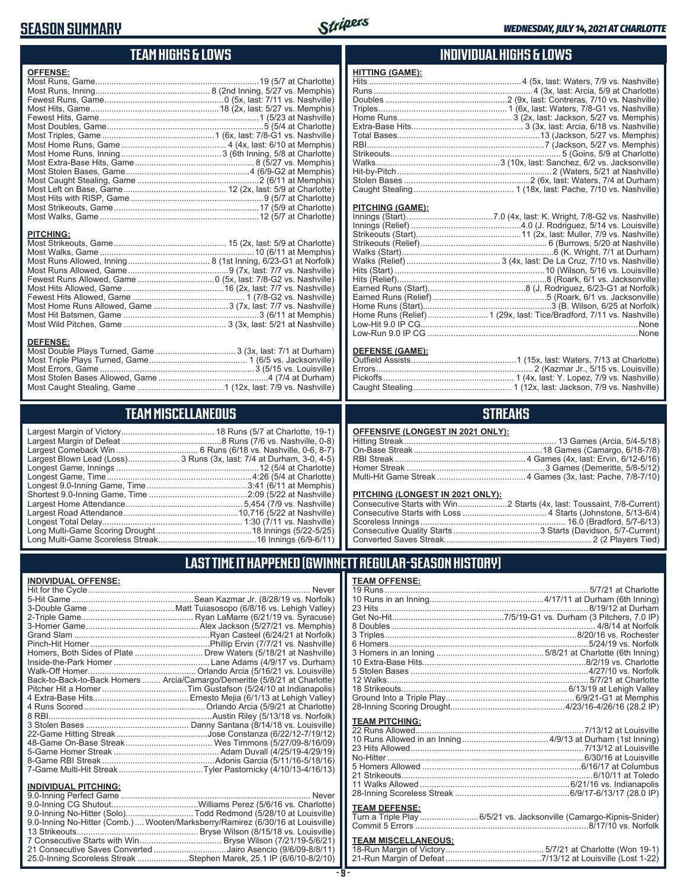# SEASON SUMMARY

*WEDNESDAY, JULY 14, 2021 AT CHARLOTTE*

## TEAM HIGHS & LOWS

**OFFENSE:**

| | |
|---|---|
| Most Runs, Game | 19 (5/7 at Charlotte) |
| Most Runs, Inning | 8 (2nd Inning, 5/27 vs. Memphis) |
| Fewest Runs, Game | 0 (5x, last: 7/11 vs. Nashville) |
| Most Hits, Game | 18 (2x, last: 5/27 vs. Memphis) |
| Fewest Hits, Game | 1 (5/23 at Nashville) |
| Most Doubles, Game | 5 (5/4 at Charlotte) |
| Most Triples, Game | 1 (6x, last: 7/8-G1 vs. Nashville) |
| Most Home Runs, Game | 4 (4x, last: 6/10 at Memphis) |
| Most Home Runs, Inning | 3 (6th Inning, 5/8 at Charlotte) |
| Most Extra-Base Hits, Game | 8 (5/27 vs. Memphis) |
| Most Stolen Bases, Game | 4 (6/9-G2 at Memphis) |
| Most Caught Stealing, Game | 2 (6/11 at Memphis) |
| Most Left on Base, Game | 12 (2x, last: 5/9 at Charlotte) |
| Most Hits with RISP, Game | 9 (5/7 at Charlotte) |
| Most Strikeouts, Game | 17 (5/9 at Charlotte) |
| Most Walks, Game | 12 (5/7 at Charlotte) |

**PITCHING:**

| | |
|---|---|
| Most Strikeouts, Game | 15 (2x, last: 5/9 at Charlotte) |
| Most Walks, Game | 10 (6/11 at Memphis) |
| Most Runs Allowed, Inning | 8 (1st Inning, 6/23-G1 at Norfolk) |
| Most Runs Allowed, Game | 9 (7x, last: 7/7 vs. Nashville) |
| Fewest Runs Allowed, Game | 0 (5x, last: 7/8-G2 vs. Nashville) |
| Most Hits Allowed, Game | 16 (2x, last: 7/7 vs. Nashville) |
| Fewest Hits Allowed, Game | 1 (7/8-G2 vs. Nashville) |
| Most Home Runs Allowed, Game | 3 (7x, last: 7/7 vs. Nashville) |
| Most Hit Batsmen, Game | 3 (6/11 at Memphis) |
| Most Wild Pitches, Game | 3 (3x, last: 5/21 at Nashville) |

**DEFENSE:**

| | |
|---|---|
| Most Double Plays Turned, Game | 3 (3x, last: 7/1 at Durham) |
| Most Triple Plays Turned, Game | 1 (6/5 vs. Jacksonville) |
| Most Errors, Game | 3 (5/15 vs. Louisville) |
| Most Stolen Bases Allowed, Game | 4 (7/4 at Durham) |
| Most Caught Stealing, Game | 1 (12x, last: 7/9 vs. Nashville) |

## INDIVIDUAL HIGHS & LOWS

**HITTING (GAME):**

| | |
|---|---|
| Hits | 4 (5x, last: Waters, 7/9 vs. Nashville) |
| Runs | 4 (3x, last: Arcia, 5/9 at Charlotte) |
| Doubles | 2 (9x, last: Contreras, 7/10 vs. Nashville) |
| Triples | 1 (6x, last: Waters, 7/8-G1 vs. Nashville) |
| Home Runs | 3 (2x, last: Jackson, 5/27 vs. Memphis) |
| Extra-Base Hits | 3 (3x, last: Arcia, 6/18 vs. Nashville) |
| Total Bases | 13 (Jackson, 5/27 vs. Memphis) |
| RBI | 7 (Jackson, 5/27 vs. Memphis) |
| Strikeouts | 5 (Goins, 5/9 at Charlotte) |
| Walks | 3 (10x, last: Sanchez, 6/2 vs. Jacksonville) |
| Hit-by-Pitch | 2 (Waters, 5/21 at Nashville) |
| Stolen Bases | 2 (6x, last: Waters, 7/4 at Durham) |
| Caught Stealing | 1 (18x, last: Pache, 7/10 vs. Nashville) |

**PITCHING (GAME):**

| | |
|---|---|
| Innings (Start) | 7.0 (4x, last: K. Wright, 7/8-G2 vs. Nashville) |
| Innings (Relief) | 4.0 (J. Rodriguez, 5/14 vs. Louisville) |
| Strikeouts (Start) | 11 (2x, last: Muller, 7/9 vs. Nashville) |
| Strikeouts (Relief) | 6 (Burrows, 5/20 at Nashville) |
| Walks (Start) | 6 (K. Wright, 7/1 at Durham) |
| Walks (Relief) | 3 (4x, last: De La Cruz, 7/10 vs. Nashville) |
| Hits (Start) | 10 (Wilson, 5/16 vs. Louisville) |
| Hits (Relief) | 8 (Roark, 6/1 vs. Jacksonville) |
| Earned Runs (Start) | 8 (J. Rodriguez, 6/23-G1 at Norfolk) |
| Earned Runs (Relief) | 5 (Roark, 6/1 vs. Jacksonville) |
| Home Runs (Start) | 3 (B. Wilson, 6/25 at Norfolk) |
| Home Runs (Relief) | 1 (29x, last: Tice/Bradford, 7/11 vs. Nashville) |
| Low-Hit 9.0 IP CG | None |
| Low-Run 9.0 IP CG | None |

**DEFENSE (GAME):**

| | |
|---|---|
| Outfield Assists | 1 (15x, last: Waters, 7/13 at Charlotte) |
| Errors | 2 (Kazmar Jr., 5/15 vs. Louisville) |
| Pickoffs | 1 (4x, last: Y. Lopez, 7/9 vs. Nashville) |
| Caught Stealing | 1 (12x, last: Jackson, 7/9 vs. Nashville) |

## TEAM MISCELLANEOUS

| | |
|---|---|
| Largest Margin of Victory | 18 Runs (5/7 at Charlotte, 19-1) |
| Largest Margin of Defeat | 8 Runs (7/6 vs. Nashville, 0-8) |
| Largest Comeback Win | 6 Runs (6/18 vs. Nashville, 0-6, 8-7) |
| Largest Blown Lead (Loss) | 3 Runs (3x, last: 7/4 at Durham, 3-0, 4-5) |
| Longest Game, Innings | 12 (5/4 at Charlotte) |
| Longest Game, Time | 4:26 (5/4 at Charlotte) |
| Longest 9.0-Inning Game, Time | 3:41 (6/11 at Memphis) |
| Shortest 9.0-Inning Game, Time | 2:09 (5/22 at Nashville) |
| Largest Home Attendance | 5,454 (7/9 vs. Nashville) |
| Largest Road Attendance | 10,716 (5/22 at Nashville) |
| Longest Total Delay | 1:30 (7/11 vs. Nashville) |
| Long Multi-Game Scoring Drought | 18 Innings (5/22-5/25) |
| Long Multi-Game Scoreless Streak | 16 Innings (6/9-6/11) |

## STREAKS

**OFFENSIVE (LONGEST IN 2021 ONLY):**

| | |
|---|---|
| Hitting Streak | 13 Games (Arcia, 5/4-5/18) |
| On-Base Streak | 18 Games (Camargo, 6/18-7/8) |
| RBI Streak | 4 Games (4x, last: Ervin, 6/12-6/16) |
| Homer Streak | 3 Games (Demeritte, 5/8-5/12) |
| Multi-Hit Game Streak | 4 Games (3x, last: Pache, 7/8-7/10) |

**PITCHING (LONGEST IN 2021 ONLY):**

| | |
|---|---|
| Consecutive Starts with Win | 2 Starts (4x, last: Toussaint, 7/8-Current) |
| Consecutive Starts with Loss | 4 Starts (Johnstone, 5/13-6/4) |
| Scoreless Innings | 16.0 (Bradford, 5/7-6/13) |
| Consecutive Quality Starts | 3 Starts (Davidson, 5/7-Current) |
| Converted Saves Streak | 2 (2 Players Tied) |

## LAST TIME IT HAPPENED (GWINNETT REGULAR-SEASON HISTORY)

**INDIVIDUAL OFFENSE:**

| | |
|---|---|
| Hit for the Cycle | Never |
| 5-Hit Game | Sean Kazmar Jr. (8/28/19 vs. Norfolk) |
| 3-Double Game | Matt Tuiasosopo (6/8/16 vs. Lehigh Valley) |
| 2-Triple Game | Ryan LaMarre (6/21/19 vs. Syracuse) |
| 3-Homer Game | Alex Jackson (5/27/21 vs. Memphis) |
| Grand Slam | Ryan Casteel (6/24/21 at Norfolk) |
| Pinch-Hit Homer | Phillip Ervin (7/7/21 vs. Nashville) |
| Homers, Both Sides of Plate | Drew Waters (5/18/21 at Nashville) |
| Inside-the-Park Homer | Lane Adams (4/9/17 vs. Durham) |
| Walk-Off Homer | Orlando Arcia (5/16/21 vs. Louisville) |
| Back-to-Back-to-Back Homers | Arcia/Camargo/Demeritte (5/8/21 at Charlotte) |
| Pitcher Hit a Homer | Tim Gustafson (5/24/10 at Indianapolis) |
| 4 Extra-Base Hits | Ernesto Mejia (6/1/13 at Lehigh Valley) |
| 4 Runs Scored | Orlando Arcia (5/9/21 at Charlotte) |
| 8 RBI | Austin Riley (5/13/18 vs. Norfolk) |
| 3 Stolen Bases | Danny Santana (8/14/18 vs. Louisville) |
| 22-Game Hitting Streak | Jose Constanza (6/22/12-7/19/12) |
| 48-Game On-Base Streak | Wes Timmons (5/27/09-8/16/09) |
| 5-Game Homer Streak | Adam Duvall (4/25/19-4/29/19) |
| 8-Game RBI Streak | Adonis Garcia (5/11/16-5/18/16) |
| 7-Game Multi-Hit Streak | Tyler Pastornicky (4/10/13-4/16/13) |

**INDIVIDUAL PITCHING:**

| | |
|---|---|
| 9.0-Inning Perfect Game | Never |
| 9.0-Inning CG Shutout | Williams Perez (5/6/16 vs. Charlotte) |
| 9.0-Inning No-Hitter (Solo) | Todd Redmond (5/28/10 at Louisville) |
| 9.0-Inning No-Hitter (Comb.) | Wooten/Marksberry/Ramirez (6/30/16 at Louisville) |
| 13 Strikeouts | Bryse Wilson (8/15/18 vs. Louisville) |
| 7 Consecutive Starts with Win | Bryse Wilson (7/21/19-5/6/21) |
| 21 Consecutive Saves Converted | Jairo Asencio (9/6/09-8/8/11) |
| 25.0-Inning Scoreless Streak | Stephen Marek, 25.1 IP (6/6/10-8/2/10) |

**TEAM OFFENSE:**

| | |
|---|---|
| 19 Runs | 5/7/21 at Charlotte |
| 10 Runs in an Inning | 4/17/11 at Durham (6th Inning) |
| 23 Hits | 8/19/12 at Durham |
| Get No-Hit | 7/5/19-G1 vs. Durham (3 Pitchers, 7.0 IP) |
| 8 Doubles | 4/8/14 at Norfolk |
| 3 Triples | 8/20/16 vs. Rochester |
| 6 Homers | 5/24/19 vs. Norfolk |
| 3 Homers in an Inning | 5/8/21 at Charlotte (6th Inning) |
| 10 Extra-Base Hits | 8/2/19 vs. Charlotte |
| 5 Stolen Bases | 4/27/10 vs. Norfolk |
| 12 Walks | 5/7/21 at Charlotte |
| 18 Strikeouts | 6/13/19 at Lehigh Valley |
| Ground Into a Triple Play | 6/9/21-G1 at Memphis |
| 28-Inning Scoring Drought | 4/23/16-4/26/16 (28.2 IP) |

**TEAM PITCHING:**

| | |
|---|---|
| 22 Runs Allowed | 7/13/12 at Louisville |
| 10 Runs Allowed in an Inning | 4/9/13 at Durham (1st Inning) |
| 23 Hits Allowed | 7/13/12 at Louisville |
| No-Hitter | 6/30/16 at Louisville |
| 5 Homers Allowed | 6/16/17 at Columbus |
| 21 Strikeouts | 6/10/11 at Toledo |
| 11 Walks Allowed | 6/21/16 vs. Indianapolis |
| 28-Inning Scoreless Streak | 6/9/17-6/13/17 (28.0 IP) |

**TEAM DEFENSE:**

| | |
|---|---|
| Turn a Triple Play | 6/5/21 vs. Jacksonville (Camargo-Kipnis-Snider) |
| Commit 5 Errors | 8/17/10 vs. Norfolk |

**TEAM MISCELLANEOUS:**

| | |
|---|---|
| 18-Run Margin of Victory | 5/7/21 at Charlotte (Won 19-1) |
| 21-Run Margin of Defeat | 7/13/12 at Louisville (Lost 1-22) |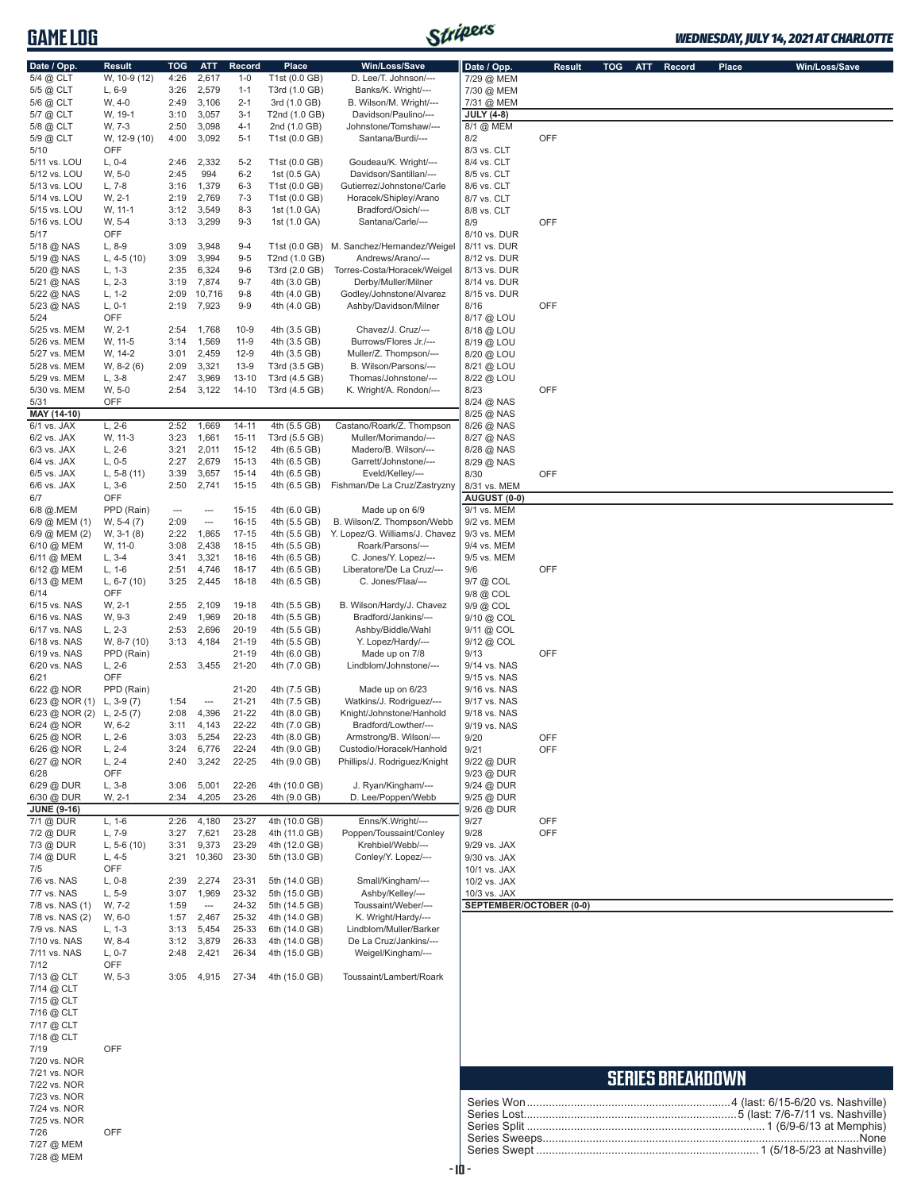# GAME LOG

| Date / Opp. | Result | TOG | ATT | Record | Place | Win/Loss/Save |
|---|---|---|---|---|---|---|
| 5/4 @ CLT | W, 10-9 (12) | 4:26 | 2,617 | 1-0 | T1st (0.0 GB) | D. Lee/T. Johnson/--- |
| 5/5 @ CLT | L, 6-9 | 3:26 | 2,579 | 1-1 | T3rd (1.0 GB) | Banks/K. Wright/--- |
| 5/6 @ CLT | W, 4-0 | 2:49 | 3,106 | 2-1 | 3rd (1.0 GB) | B. Wilson/M. Wright/--- |
| 5/7 @ CLT | W, 19-1 | 3:10 | 3,057 | 3-1 | T2nd (1.0 GB) | Davidson/Paulino/--- |
| 5/8 @ CLT | W, 7-3 | 2:50 | 3,098 | 4-1 | 2nd (1.0 GB) | Johnstone/Tomshaw/--- |
| 5/9 @ CLT | W, 12-9 (10) | 4:00 | 3,092 | 5-1 | T1st (0.0 GB) | Santana/Burdi/--- |
| 5/10 | OFF | | | | | |
| 5/11 vs. LOU | L, 0-4 | 2:46 | 2,332 | 5-2 | T1st (0.0 GB) | Goudeau/K. Wright/--- |
| 5/12 vs. LOU | W, 5-0 | 2:45 | 994 | 6-2 | 1st (0.5 GA) | Davidson/Santillan/--- |
| 5/13 vs. LOU | L, 7-8 | 3:16 | 1,379 | 6-3 | T1st (0.0 GB) | Gutierrez/Johnstone/Carle |
| 5/14 vs. LOU | W, 2-1 | 2:19 | 2,769 | 7-3 | T1st (0.0 GB) | Horacek/Shipley/Arano |
| 5/15 vs. LOU | W, 11-1 | 3:12 | 3,549 | 8-3 | 1st (1.0 GA) | Bradford/Osich/--- |
| 5/16 vs. LOU | W, 5-4 | 3:13 | 3,299 | 9-3 | 1st (1.0 GA) | Santana/Carle/--- |
| 5/17 | OFF | | | | | |
| 5/18 @ NAS | L, 8-9 | 3:09 | 3,948 | 9-4 | T1st (0.0 GB) | M. Sanchez/Hernandez/Weigel |
| 5/19 @ NAS | L, 4-5 (10) | 3:09 | 3,994 | 9-5 | T2nd (1.0 GB) | Andrews/Arano/--- |
| 5/20 @ NAS | L, 1-3 | 2:35 | 6,324 | 9-6 | T3rd (2.0 GB) | Torres-Costa/Horacek/Weigel |
| 5/21 @ NAS | L, 2-3 | 3:19 | 7,874 | 9-7 | 4th (3.0 GB) | Derby/Muller/Milner |
| 5/22 @ NAS | L, 1-2 | 2:09 | 10,716 | 9-8 | 4th (4.0 GB) | Godley/Johnstone/Alvarez |
| 5/23 @ NAS | L, 0-1 | 2:19 | 7,923 | 9-9 | 4th (4.0 GB) | Ashby/Davidson/Milner |
| 5/24 | OFF | | | | | |
| 5/25 vs. MEM | W, 2-1 | 2:54 | 1,768 | 10-9 | 4th (3.5 GB) | Chavez/J. Cruz/--- |
| 5/26 vs. MEM | W, 11-5 | 3:14 | 1,569 | 11-9 | 4th (3.5 GB) | Burrows/Flores Jr./--- |
| 5/27 vs. MEM | W, 14-2 | 3:01 | 2,459 | 12-9 | 4th (3.5 GB) | Muller/Z. Thompson/--- |
| 5/28 vs. MEM | W, 8-2 (6) | 2:09 | 3,321 | 13-9 | T3rd (3.5 GB) | B. Wilson/Parsons/--- |
| 5/29 vs. MEM | L, 3-8 | 2:47 | 3,969 | 13-10 | T3rd (4.5 GB) | Thomas/Johnstone/--- |
| 5/30 vs. MEM | W, 5-0 | 2:54 | 3,122 | 14-10 | T3rd (4.5 GB) | K. Wright/A. Rondon/--- |
| 5/31 | OFF | | | | | |
| **MAY (14-10)** | | | | | | |
| 6/1 vs. JAX | L, 2-6 | 2:52 | 1,669 | 14-11 | 4th (5.5 GB) | Castano/Roark/Z. Thompson |
| 6/2 vs. JAX | W, 11-3 | 3:23 | 1,661 | 15-11 | T3rd (5.5 GB) | Muller/Morimando/--- |
| 6/3 vs. JAX | L, 2-6 | 3:21 | 2,011 | 15-12 | 4th (6.5 GB) | Madero/B. Wilson/--- |
| 6/4 vs. JAX | L, 0-5 | 2:27 | 2,679 | 15-13 | 4th (6.5 GB) | Garrett/Johnstone/--- |
| 6/5 vs. JAX | L, 5-8 (11) | 3:39 | 3,657 | 15-14 | 4th (6.5 GB) | Eveld/Kelley/--- |
| 6/6 vs. JAX | L, 3-6 | 2:50 | 2,741 | 15-15 | 4th (6.5 GB) | Fishman/De La Cruz/Zastryzny |
| 6/7 | OFF | | | | | |
| 6/8 @ MEM | PPD (Rain) | --- | --- | 15-15 | 4th (6.0 GB) | Made up on 6/9 |
| 6/9 @ MEM (1) | W, 5-4 (7) | 2:09 | --- | 16-15 | 4th (5.5 GB) | B. Wilson/Z. Thompson/Webb |
| 6/9 @ MEM (2) | W, 3-1 (8) | 2:22 | 1,865 | 17-15 | 4th (5.5 GB) | Y. Lopez/G. Williams/J. Chavez |
| 6/10 @ MEM | W, 11-0 | 3:08 | 2,438 | 18-15 | 4th (5.5 GB) | Roark/Parsons/--- |
| 6/11 @ MEM | L, 3-4 | 3:41 | 3,321 | 18-16 | 4th (6.5 GB) | C. Jones/Y. Lopez/--- |
| 6/12 @ MEM | L, 1-6 | 2:51 | 4,746 | 18-17 | 4th (6.5 GB) | Liberatore/De La Cruz/--- |
| 6/13 @ MEM | L, 6-7 (10) | 3:25 | 2,445 | 18-18 | 4th (6.5 GB) | C. Jones/Flaa/--- |
| 6/14 | OFF | | | | | |
| 6/15 vs. NAS | W, 2-1 | 2:55 | 2,109 | 19-18 | 4th (5.5 GB) | B. Wilson/Hardy/J. Chavez |
| 6/16 vs. NAS | W, 9-3 | 2:49 | 1,969 | 20-18 | 4th (5.5 GB) | Bradford/Jankins/--- |
| 6/17 vs. NAS | L, 2-3 | 2:53 | 2,696 | 20-19 | 4th (5.5 GB) | Ashby/Biddle/Wahl |
| 6/18 vs. NAS | W, 8-7 (10) | 3:13 | 4,184 | 21-19 | 4th (5.5 GB) | Y. Lopez/Hardy/--- |
| 6/19 vs. NAS | PPD (Rain) | | | 21-19 | 4th (6.0 GB) | Made up on 7/8 |
| 6/20 vs. NAS | L, 2-6 | 2:53 | 3,455 | 21-20 | 4th (7.0 GB) | Lindblom/Johnstone/--- |
| 6/21 | OFF | | | | | |
| 6/22 @ NOR | PPD (Rain) | | | 21-20 | 4th (7.5 GB) | Made up on 6/23 |
| 6/23 @ NOR (1) | L, 3-9 (7) | 1:54 | --- | 21-21 | 4th (7.5 GB) | Watkins/J. Rodriguez/--- |
| 6/23 @ NOR (2) | L, 2-5 (7) | 2:08 | 4,396 | 21-22 | 4th (8.0 GB) | Knight/Johnstone/Hanhold |
| 6/24 @ NOR | W, 6-2 | 3:11 | 4,143 | 22-22 | 4th (7.0 GB) | Bradford/Lowther/--- |
| 6/25 @ NOR | L, 2-6 | 3:03 | 5,254 | 22-23 | 4th (8.0 GB) | Armstrong/B. Wilson/--- |
| 6/26 @ NOR | L, 2-4 | 3:24 | 6,776 | 22-24 | 4th (9.0 GB) | Custodio/Horacek/Hanhold |
| 6/27 @ NOR | L, 2-4 | 2:40 | 3,242 | 22-25 | 4th (9.0 GB) | Phillips/J. Rodriguez/Knight |
| 6/28 | OFF | | | | | |
| 6/29 @ DUR | L, 3-8 | 3:06 | 5,001 | 22-26 | 4th (10.0 GB) | J. Ryan/Kingham/--- |
| 6/30 @ DUR | W, 2-1 | 2:34 | 4,205 | 23-26 | 4th (9.0 GB) | D. Lee/Poppen/Webb |
| **JUNE (9-16)** | | | | | | |
| 7/1 @ DUR | L, 1-6 | 2:26 | 4,180 | 23-27 | 4th (10.0 GB) | Enns/K.Wright/--- |
| 7/2 @ DUR | L, 7-9 | 3:27 | 7,621 | 23-28 | 4th (11.0 GB) | Poppen/Toussaint/Conley |
| 7/3 @ DUR | L, 5-6 (10) | 3:31 | 9,373 | 23-29 | 4th (12.0 GB) | Krehbiel/Webb/--- |
| 7/4 @ DUR | L, 4-5 | 3:21 | 10,360 | 23-30 | 5th (13.0 GB) | Conley/Y. Lopez/--- |
| 7/5 | OFF | | | | | |
| 7/6 vs. NAS | L, 0-8 | 2:39 | 2,274 | 23-31 | 5th (14.0 GB) | Small/Kingham/--- |
| 7/7 vs. NAS | L, 5-9 | 3:07 | 1,969 | 23-32 | 5th (15.0 GB) | Ashby/Kelley/--- |
| 7/8 vs. NAS (1) | W, 7-2 | 1:59 | --- | 24-32 | 5th (14.5 GB) | Toussaint/Weber/--- |
| 7/8 vs. NAS (2) | W, 6-0 | 1:57 | 2,467 | 25-32 | 4th (14.0 GB) | K. Wright/Hardy/--- |
| 7/9 vs. NAS | L, 1-3 | 3:13 | 5,454 | 25-33 | 6th (14.0 GB) | Lindblom/Muller/Barker |
| 7/10 vs. NAS | W, 8-4 | 3:12 | 3,879 | 26-33 | 4th (14.0 GB) | De La Cruz/Jankins/--- |
| 7/11 vs. NAS | L, 0-7 | 2:48 | 2,421 | 26-34 | 4th (15.0 GB) | Weigel/Kingham/--- |
| 7/12 | OFF | | | | | |
| 7/13 @ CLT | W, 5-3 | 3:05 | 4,915 | 27-34 | 4th (15.0 GB) | Toussaint/Lambert/Roark |
| 7/14 @ CLT | | | | | | |
| 7/15 @ CLT | | | | | | |
| 7/16 @ CLT | | | | | | |
| 7/17 @ CLT | | | | | | |
| 7/18 @ CLT | | | | | | |
| 7/19 | OFF | | | | | |
| 7/20 vs. NOR | | | | | | |
| 7/21 vs. NOR | | | | | | |
| 7/22 vs. NOR | | | | | | |
| 7/23 vs. NOR | | | | | | |
| 7/24 vs. NOR | | | | | | |
| 7/25 vs. NOR | | | | | | |
| 7/26 | OFF | | | | | |
| 7/27 @ MEM | | | | | | |
| 7/28 @ MEM | | | | | | |
| 7/29 @ MEM | | | | | | |
| 7/30 @ MEM | | | | | | |
| 7/31 @ MEM | | | | | | |
| **JULY (4-8)** | | | | | | |
| 8/1 @ MEM | | | | | | |
| 8/2 | OFF | | | | | |
| 8/3 vs. CLT | | | | | | |
| 8/4 vs. CLT | | | | | | |
| 8/5 vs. CLT | | | | | | |
| 8/6 vs. CLT | | | | | | |
| 8/7 vs. CLT | | | | | | |
| 8/8 vs. CLT | | | | | | |
| 8/9 | OFF | | | | | |
| 8/10 vs. DUR | | | | | | |
| 8/11 vs. DUR | | | | | | |
| 8/12 vs. DUR | | | | | | |
| 8/13 vs. DUR | | | | | | |
| 8/14 vs. DUR | | | | | | |
| 8/15 vs. DUR | | | | | | |
| 8/16 | OFF | | | | | |
| 8/17 @ LOU | | | | | | |
| 8/18 @ LOU | | | | | | |
| 8/19 @ LOU | | | | | | |
| 8/20 @ LOU | | | | | | |
| 8/21 @ LOU | | | | | | |
| 8/22 @ LOU | | | | | | |
| 8/23 | OFF | | | | | |
| 8/24 @ NAS | | | | | | |
| 8/25 @ NAS | | | | | | |
| 8/26 @ NAS | | | | | | |
| 8/27 @ NAS | | | | | | |
| 8/28 @ NAS | | | | | | |
| 8/29 @ NAS | | | | | | |
| 8/30 | OFF | | | | | |
| 8/31 vs. MEM | | | | | | |
| **AUGUST (0-0)** | | | | | | |
| 9/1 vs. MEM | | | | | | |
| 9/2 vs. MEM | | | | | | |
| 9/3 vs. MEM | | | | | | |
| 9/4 vs. MEM | | | | | | |
| 9/5 vs. MEM | | | | | | |
| 9/6 | OFF | | | | | |
| 9/7 @ COL | | | | | | |
| 9/8 @ COL | | | | | | |
| 9/9 @ COL | | | | | | |
| 9/10 @ COL | | | | | | |
| 9/11 @ COL | | | | | | |
| 9/12 @ COL | | | | | | |
| 9/13 | OFF | | | | | |
| 9/14 vs. NAS | | | | | | |
| 9/15 vs. NAS | | | | | | |
| 9/16 vs. NAS | | | | | | |
| 9/17 vs. NAS | | | | | | |
| 9/18 vs. NAS | | | | | | |
| 9/19 vs. NAS | | | | | | |
| 9/20 | OFF | | | | | |
| 9/21 | OFF | | | | | |
| 9/22 @ DUR | | | | | | |
| 9/23 @ DUR | | | | | | |
| 9/24 @ DUR | | | | | | |
| 9/25 @ DUR | | | | | | |
| 9/26 @ DUR | | | | | | |
| 9/27 | OFF | | | | | |
| 9/28 | OFF | | | | | |
| 9/29 vs. JAX | | | | | | |
| 9/30 vs. JAX | | | | | | |
| 10/1 vs. JAX | | | | | | |
| 10/2 vs. JAX | | | | | | |
| 10/3 vs. JAX | | | | | | |
| **SEPTEMBER/OCTOBER (0-0)** | | | | | | |

## SERIES BREAKDOWN

Series Won ............ 4 (last: 6/15-6/20 vs. Nashville)
Series Lost ............ 5 (last: 7/6-7/11 vs. Nashville)
Series Split ............ 1 (6/9-6/13 at Memphis)
Series Sweeps ............ None
Series Swept ............ 1 (5/18-5/23 at Nashville)